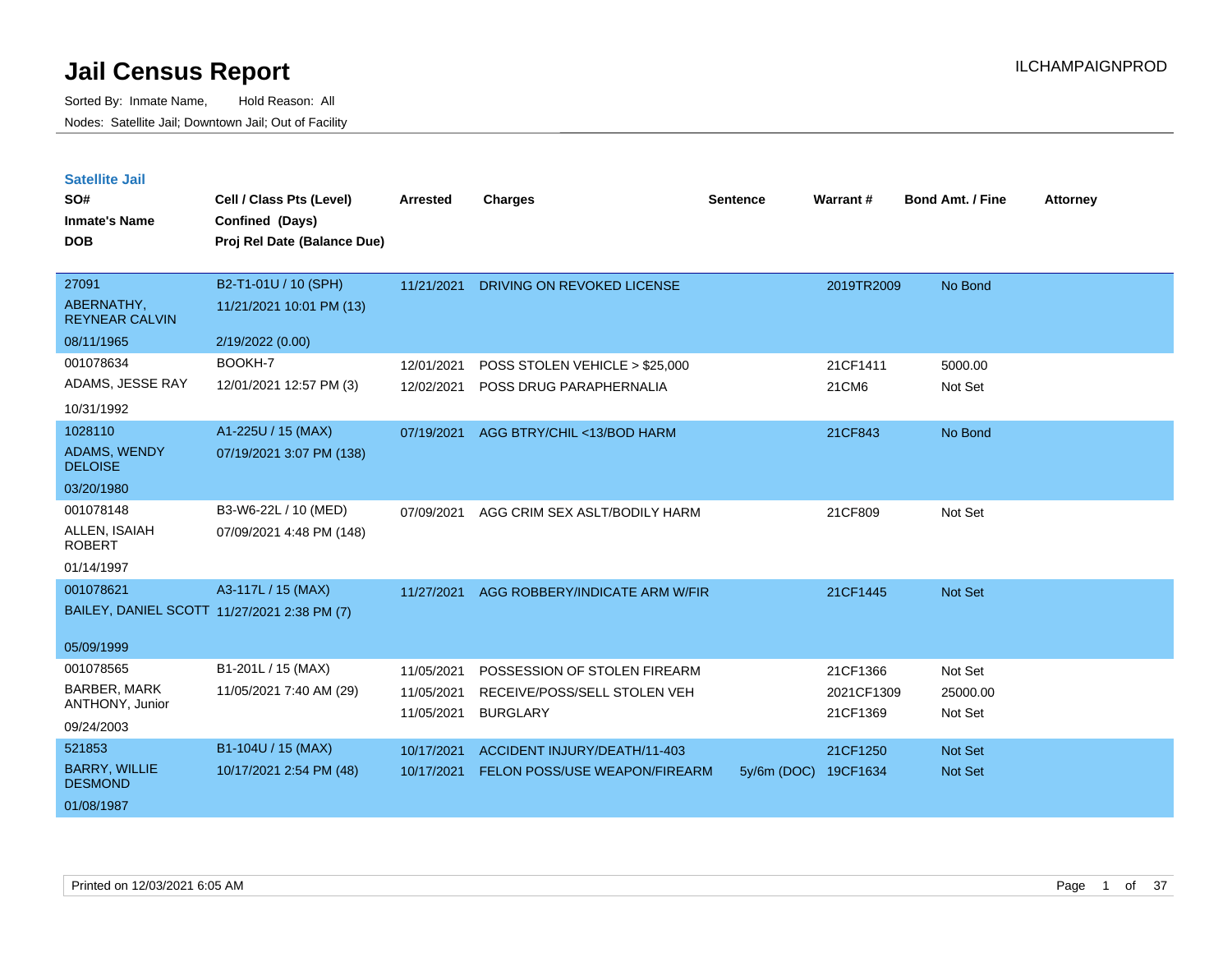# Jail Census Report

Sorted By: Inmate Name,  Hold Reason: All

Nodes: Satellite Jail; Downtown Jail; Out of Facility

## Satellite Jail

| SO# / Inmate's Name / DOB | Cell / Class Pts (Level) / Confined (Days) / Proj Rel Date (Balance Due) | Arrested | Charges | Sentence | Warrant # | Bond Amt. / Fine | Attorney |
|---|---|---|---|---|---|---|---|
| 27091<br>ABERNATHY, REYNEAR CALVIN<br>08/11/1965 | B2-T1-01U / 10 (SPH)<br>11/21/2021 10:01 PM (13)<br>2/19/2022 (0.00) | 11/21/2021 | DRIVING ON REVOKED LICENSE | | 2019TR2009 | No Bond | |
| 001078634<br>ADAMS, JESSE RAY<br>10/31/1992 | BOOKH-7<br>12/01/2021 12:57 PM (3) | 12/01/2021 | POSS STOLEN VEHICLE > $25,000 | | 21CF1411 | 5000.00 | |
| | | 12/02/2021 | POSS DRUG PARAPHERNALIA | | 21CM6 | Not Set | |
| 1028110<br>ADAMS, WENDY DELOISE<br>03/20/1980 | A1-225U / 15 (MAX)<br>07/19/2021 3:07 PM (138) | 07/19/2021 | AGG BTRY/CHIL <13/BOD HARM | | 21CF843 | No Bond | |
| 001078148<br>ALLEN, ISAIAH ROBERT<br>01/14/1997 | B3-W6-22L / 10 (MED)<br>07/09/2021 4:48 PM (148) | 07/09/2021 | AGG CRIM SEX ASLT/BODILY HARM | | 21CF809 | Not Set | |
| 001078621<br>BAILEY, DANIEL SCOTT<br>05/09/1999 | A3-117L / 15 (MAX)<br>11/27/2021 2:38 PM (7) | 11/27/2021 | AGG ROBBERY/INDICATE ARM W/FIR | | 21CF1445 | Not Set | |
| 001078565<br>BARBER, MARK ANTHONY, Junior<br>09/24/2003 | B1-201L / 15 (MAX)<br>11/05/2021 7:40 AM (29) | 11/05/2021 | POSSESSION OF STOLEN FIREARM | | 21CF1366 | Not Set | |
| | | 11/05/2021 | RECEIVE/POSS/SELL STOLEN VEH | | 2021CF1309 | 25000.00 | |
| | | 11/05/2021 | BURGLARY | | 21CF1369 | Not Set | |
| 521853<br>BARRY, WILLIE DESMOND<br>01/08/1987 | B1-104U / 15 (MAX)<br>10/17/2021 2:54 PM (48) | 10/17/2021 | ACCIDENT INJURY/DEATH/11-403 | | 21CF1250 | Not Set | |
| | | 10/17/2021 | FELON POSS/USE WEAPON/FIREARM | 5y/6m (DOC) | 19CF1634 | Not Set | |

Printed on 12/03/2021 6:05 AM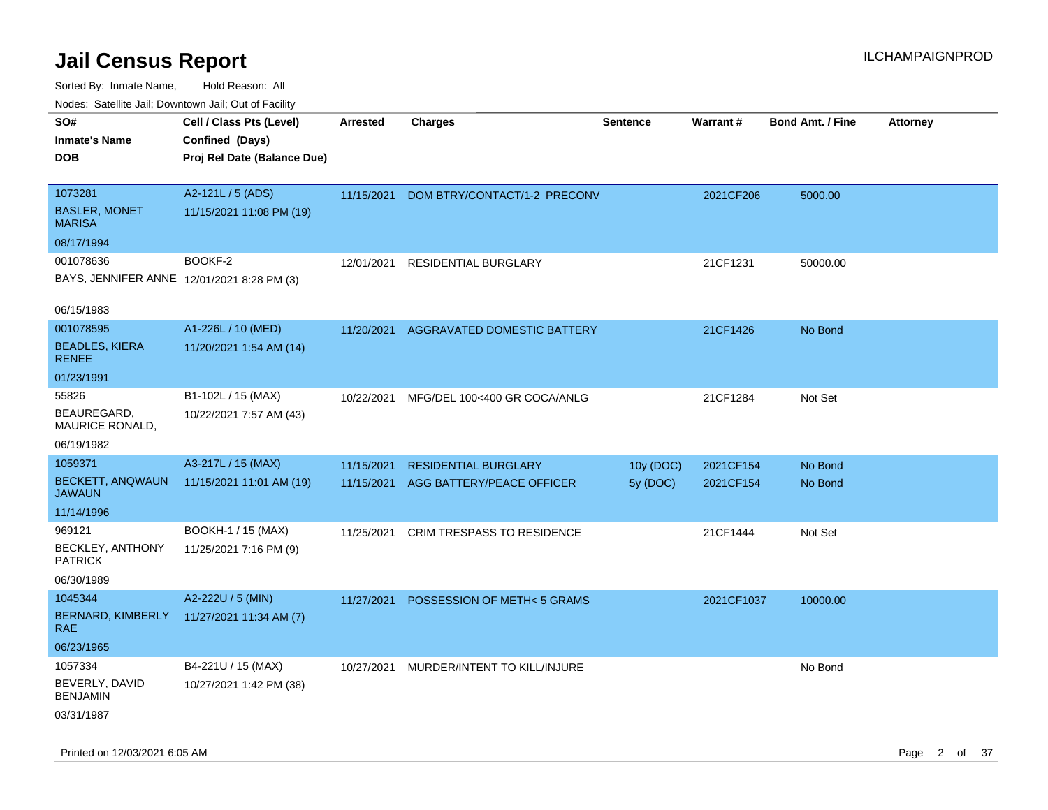# Jail Census Report

ILCHAMPAIGNPROD

Sorted By: Inmate Name, Hold Reason: All

Nodes: Satellite Jail; Downtown Jail; Out of Facility

| SO# / Inmate's Name / DOB | Cell / Class Pts (Level) / Confined (Days) / Proj Rel Date (Balance Due) | Arrested | Charges | Sentence | Warrant # | Bond Amt. / Fine | Attorney |
|---|---|---|---|---|---|---|---|
| 1073281 BASLER, MONET MARISA 08/17/1994 | A2-121L / 5 (ADS) 11/15/2021 11:08 PM (19) | 11/15/2021 | DOM BTRY/CONTACT/1-2 PRECONV | | 2021CF206 | 5000.00 | |
| 001078636 BAYS, JENNIFER ANNE 06/15/1983 | BOOKF-2 12/01/2021 8:28 PM (3) | 12/01/2021 | RESIDENTIAL BURGLARY | | 21CF1231 | 50000.00 | |
| 001078595 BEADLES, KIERA RENEE 01/23/1991 | A1-226L / 10 (MED) 11/20/2021 1:54 AM (14) | 11/20/2021 | AGGRAVATED DOMESTIC BATTERY | | 21CF1426 | No Bond | |
| 55826 BEAUREGARD, MAURICE RONALD, 06/19/1982 | B1-102L / 15 (MAX) 10/22/2021 7:57 AM (43) | 10/22/2021 | MFG/DEL 100<400 GR COCA/ANLG | | 21CF1284 | Not Set | |
| 1059371 BECKETT, ANQWAUN JAWAUN 11/14/1996 | A3-217L / 15 (MAX) 11/15/2021 11:01 AM (19) | 11/15/2021 | RESIDENTIAL BURGLARY | 10y (DOC) | 2021CF154 | No Bond | |
| | | 11/15/2021 | AGG BATTERY/PEACE OFFICER | 5y (DOC) | 2021CF154 | No Bond | |
| 969121 BECKLEY, ANTHONY PATRICK 06/30/1989 | BOOKH-1 / 15 (MAX) 11/25/2021 7:16 PM (9) | 11/25/2021 | CRIM TRESPASS TO RESIDENCE | | 21CF1444 | Not Set | |
| 1045344 BERNARD, KIMBERLY RAE 06/23/1965 | A2-222U / 5 (MIN) 11/27/2021 11:34 AM (7) | 11/27/2021 | POSSESSION OF METH< 5 GRAMS | | 2021CF1037 | 10000.00 | |
| 1057334 BEVERLY, DAVID BENJAMIN 03/31/1987 | B4-221U / 15 (MAX) 10/27/2021 1:42 PM (38) | 10/27/2021 | MURDER/INTENT TO KILL/INJURE | | | No Bond | |

Printed on 12/03/2021 6:05 AM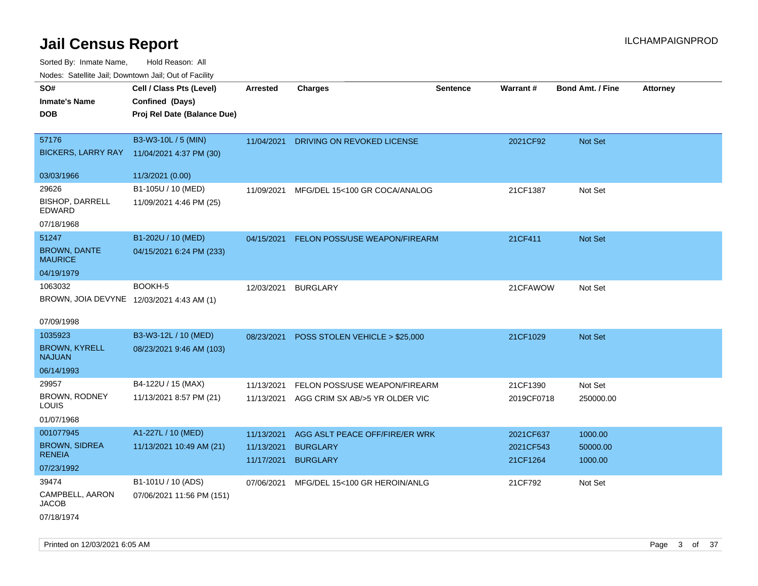# Jail Census Report

ILCHAMPAIGNPROD

Sorted By: Inmate Name, Hold Reason: All

Nodes: Satellite Jail; Downtown Jail; Out of Facility

| SO# / Inmate's Name / DOB | Cell / Class Pts (Level) / Confined (Days) / Proj Rel Date (Balance Due) | Arrested | Charges | Sentence | Warrant # | Bond Amt. / Fine | Attorney |
|---|---|---|---|---|---|---|---|
| 57176<br>BICKERS, LARRY RAY<br>03/03/1966 | B3-W3-10L / 5 (MIN)<br>11/04/2021 4:37 PM (30)<br>11/3/2021 (0.00) | 11/04/2021 | DRIVING ON REVOKED LICENSE | | 2021CF92 | Not Set | |
| 29626<br>BISHOP, DARRELL EDWARD<br>07/18/1968 | B1-105U / 10 (MED)<br>11/09/2021 4:46 PM (25) | 11/09/2021 | MFG/DEL 15<100 GR COCA/ANALOG | | 21CF1387 | Not Set | |
| 51247<br>BROWN, DANTE MAURICE<br>04/19/1979 | B1-202U / 10 (MED)<br>04/15/2021 6:24 PM (233) | 04/15/2021 | FELON POSS/USE WEAPON/FIREARM | | 21CF411 | Not Set | |
| 1063032<br>BROWN, JOIA DEVYNE<br>07/09/1998 | BOOKH-5<br>12/03/2021 4:43 AM (1) | 12/03/2021 | BURGLARY | | 21CFAWOW | Not Set | |
| 1035923<br>BROWN, KYRELL NAJUAN<br>06/14/1993 | B3-W3-12L / 10 (MED)<br>08/23/2021 9:46 AM (103) | 08/23/2021 | POSS STOLEN VEHICLE > $25,000 | | 21CF1029 | Not Set | |
| 29957<br>BROWN, RODNEY LOUIS<br>01/07/1968 | B4-122U / 15 (MAX)<br>11/13/2021 8:57 PM (21) | 11/13/2021 | FELON POSS/USE WEAPON/FIREARM | | 21CF1390 | Not Set | |
| | | 11/13/2021 | AGG CRIM SX AB/>5 YR OLDER VIC | | 2019CF0718 | 250000.00 | |
| 001077945<br>BROWN, SIDREA RENEIA<br>07/23/1992 | A1-227L / 10 (MED)<br>11/13/2021 10:49 AM (21) | 11/13/2021 | AGG ASLT PEACE OFF/FIRE/ER WRK | | 2021CF637 | 1000.00 | |
| | | 11/13/2021 | BURGLARY | | 2021CF543 | 50000.00 | |
| | | 11/17/2021 | BURGLARY | | 21CF1264 | 1000.00 | |
| 39474<br>CAMPBELL, AARON JACOB<br>07/18/1974 | B1-101U / 10 (ADS)<br>07/06/2021 11:56 PM (151) | 07/06/2021 | MFG/DEL 15<100 GR HEROIN/ANLG | | 21CF792 | Not Set | |

Printed on 12/03/2021 6:05 AM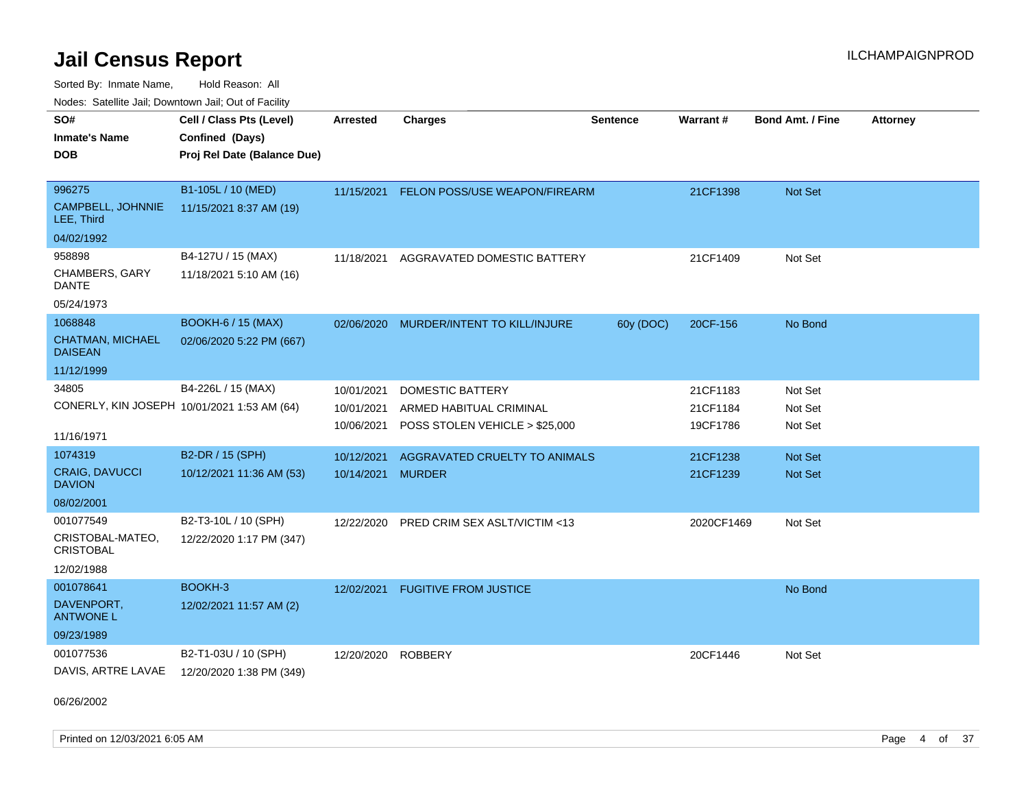# Jail Census Report

ILCHAMPAIGNPROD

Sorted By: Inmate Name, Hold Reason: All

Nodes: Satellite Jail; Downtown Jail; Out of Facility

| SO# / Inmate's Name / DOB | Cell / Class Pts (Level) / Confined (Days) / Proj Rel Date (Balance Due) | Arrested | Charges | Sentence | Warrant # | Bond Amt. / Fine | Attorney |
|---|---|---|---|---|---|---|---|
| 996275<br>CAMPBELL, JOHNNIE LEE, Third<br>04/02/1992 | B1-105L / 10 (MED)<br>11/15/2021 8:37 AM (19) | 11/15/2021 | FELON POSS/USE WEAPON/FIREARM | | 21CF1398 | Not Set | |
| 958898<br>CHAMBERS, GARY DANTE<br>05/24/1973 | B4-127U / 15 (MAX)<br>11/18/2021 5:10 AM (16) | 11/18/2021 | AGGRAVATED DOMESTIC BATTERY | | 21CF1409 | Not Set | |
| 1068848<br>CHATMAN, MICHAEL DAISEAN<br>11/12/1999 | BOOKH-6 / 15 (MAX)<br>02/06/2020 5:22 PM (667) | 02/06/2020 | MURDER/INTENT TO KILL/INJURE | 60y (DOC) | 20CF-156 | No Bond | |
| 34805<br>CONERLY, KIN JOSEPH<br>11/16/1971 | B4-226L / 15 (MAX)<br>10/01/2021 1:53 AM (64) | 10/01/2021 | DOMESTIC BATTERY | | 21CF1183 | Not Set | |
| | | 10/01/2021 | ARMED HABITUAL CRIMINAL | | 21CF1184 | Not Set | |
| | | 10/06/2021 | POSS STOLEN VEHICLE > $25,000 | | 19CF1786 | Not Set | |
| 1074319<br>CRAIG, DAVUCCI DAVION<br>08/02/2001 | B2-DR / 15 (SPH)<br>10/12/2021 11:36 AM (53) | 10/12/2021 | AGGRAVATED CRUELTY TO ANIMALS | | 21CF1238 | Not Set | |
| | | 10/14/2021 | MURDER | | 21CF1239 | Not Set | |
| 001077549<br>CRISTOBAL-MATEO, CRISTOBAL<br>12/02/1988 | B2-T3-10L / 10 (SPH)<br>12/22/2020 1:17 PM (347) | 12/22/2020 | PRED CRIM SEX ASLT/VICTIM <13 | | 2020CF1469 | Not Set | |
| 001078641<br>DAVENPORT, ANTWONE L<br>09/23/1989 | BOOKH-3<br>12/02/2021 11:57 AM (2) | 12/02/2021 | FUGITIVE FROM JUSTICE | | | No Bond | |
| 001077536<br>DAVIS, ARTRE LAVAE<br>06/26/2002 | B2-T1-03U / 10 (SPH)<br>12/20/2020 1:38 PM (349) | 12/20/2020 | ROBBERY | | 20CF1446 | Not Set | |

Printed on 12/03/2021 6:05 AM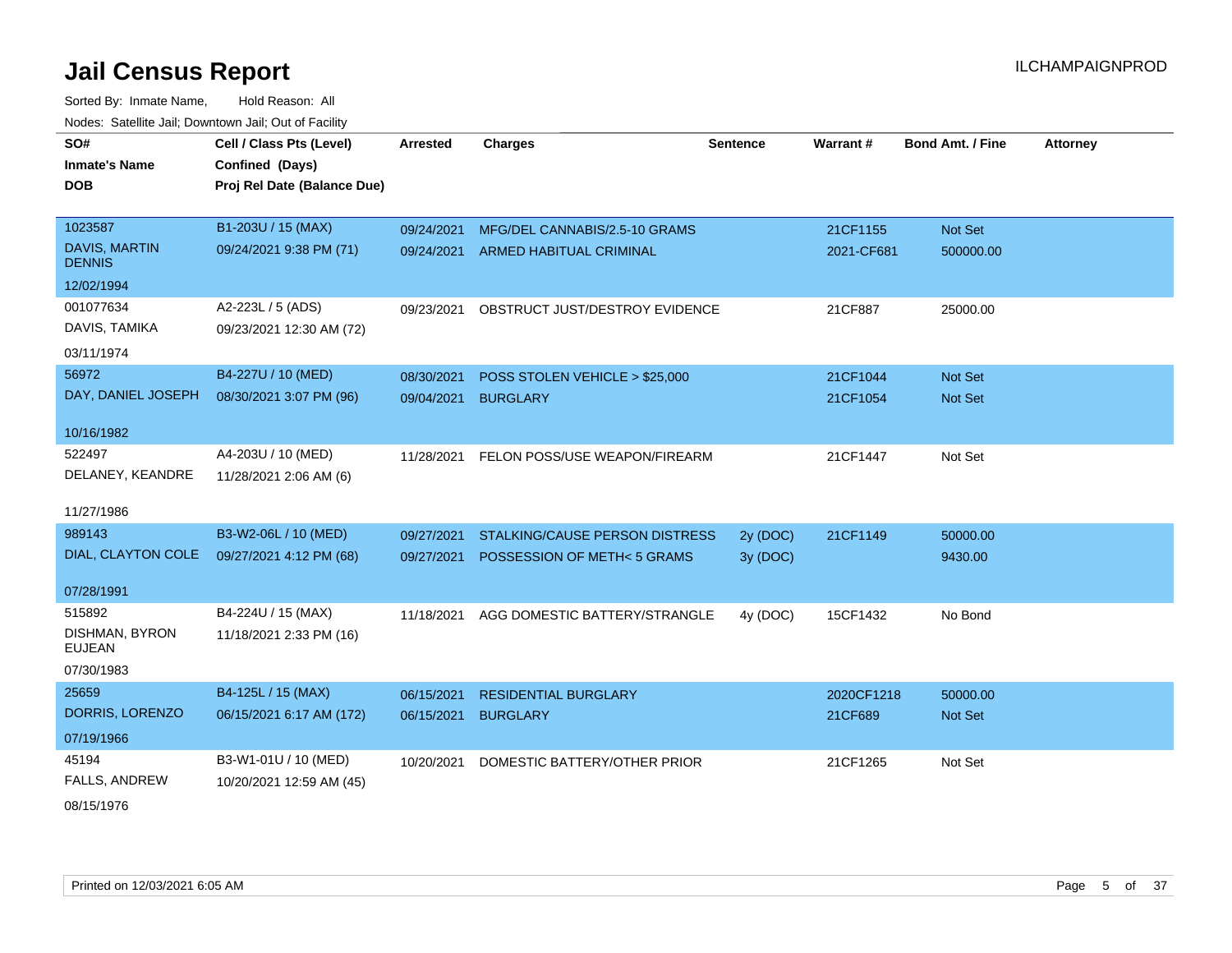# Jail Census Report

ILCHAMPAIGNPROD

Sorted By: Inmate Name, Hold Reason: All

Nodes: Satellite Jail; Downtown Jail; Out of Facility

| SO# / Inmate's Name / DOB | Cell / Class Pts (Level) / Confined (Days) / Proj Rel Date (Balance Due) | Arrested | Charges | Sentence | Warrant # | Bond Amt. / Fine | Attorney |
|---|---|---|---|---|---|---|---|
| 1023587<br>DAVIS, MARTIN DENNIS<br>12/02/1994 | B1-203U / 15 (MAX)<br>09/24/2021 9:38 PM (71) | 09/24/2021<br>09/24/2021 | MFG/DEL CANNABIS/2.5-10 GRAMS<br>ARMED HABITUAL CRIMINAL | | 21CF1155<br>2021-CF681 | Not Set<br>500000.00 | |
| 001077634<br>DAVIS, TAMIKA<br>03/11/1974 | A2-223L / 5 (ADS)<br>09/23/2021 12:30 AM (72) | 09/23/2021 | OBSTRUCT JUST/DESTROY EVIDENCE | | 21CF887 | 25000.00 | |
| 56972<br>DAY, DANIEL JOSEPH<br>10/16/1982 | B4-227U / 10 (MED)<br>08/30/2021 3:07 PM (96) | 08/30/2021<br>09/04/2021 | POSS STOLEN VEHICLE > $25,000<br>BURGLARY | | 21CF1044<br>21CF1054 | Not Set<br>Not Set | |
| 522497<br>DELANEY, KEANDRE<br>11/27/1986 | A4-203U / 10 (MED)<br>11/28/2021 2:06 AM (6) | 11/28/2021 | FELON POSS/USE WEAPON/FIREARM | | 21CF1447 | Not Set | |
| 989143<br>DIAL, CLAYTON COLE<br>07/28/1991 | B3-W2-06L / 10 (MED)<br>09/27/2021 4:12 PM (68) | 09/27/2021<br>09/27/2021 | STALKING/CAUSE PERSON DISTRESS<br>POSSESSION OF METH< 5 GRAMS | 2y (DOC)<br>3y (DOC) | 21CF1149 | 50000.00<br>9430.00 | |
| 515892<br>DISHMAN, BYRON EUJEAN<br>07/30/1983 | B4-224U / 15 (MAX)<br>11/18/2021 2:33 PM (16) | 11/18/2021 | AGG DOMESTIC BATTERY/STRANGLE | 4y (DOC) | 15CF1432 | No Bond | |
| 25659<br>DORRIS, LORENZO<br>07/19/1966 | B4-125L / 15 (MAX)<br>06/15/2021 6:17 AM (172) | 06/15/2021<br>06/15/2021 | RESIDENTIAL BURGLARY<br>BURGLARY | | 2020CF1218<br>21CF689 | 50000.00<br>Not Set | |
| 45194<br>FALLS, ANDREW<br>08/15/1976 | B3-W1-01U / 10 (MED)<br>10/20/2021 12:59 AM (45) | 10/20/2021 | DOMESTIC BATTERY/OTHER PRIOR | | 21CF1265 | Not Set | |

Printed on 12/03/2021 6:05 AM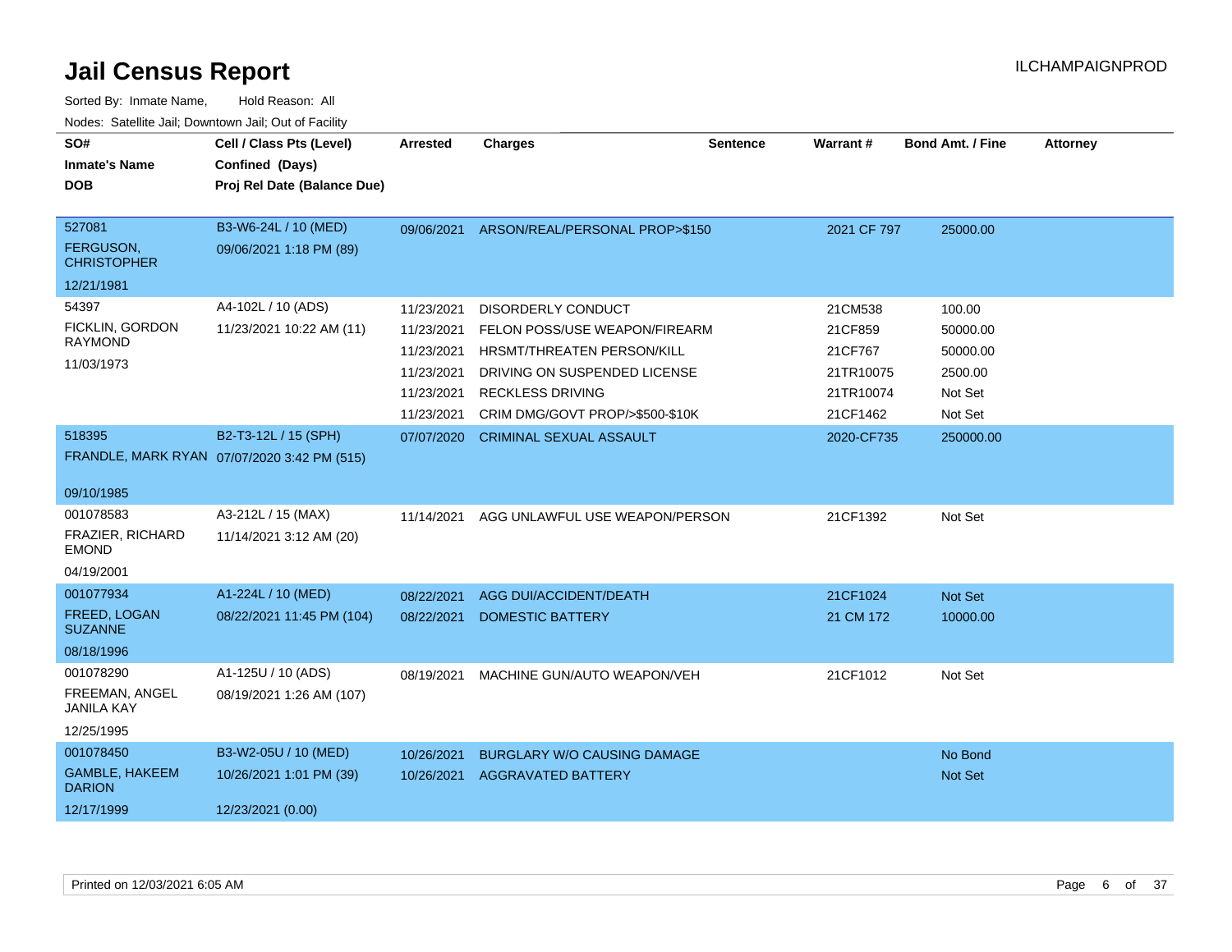# Jail Census Report

ILCHAMPAIGNPROD

Sorted By: Inmate Name, Hold Reason: All

Nodes: Satellite Jail; Downtown Jail; Out of Facility

| SO# / Inmate's Name / DOB | Cell / Class Pts (Level) / Confined (Days) / Proj Rel Date (Balance Due) | Arrested | Charges | Sentence | Warrant # | Bond Amt. / Fine | Attorney |
|---|---|---|---|---|---|---|---|
| 527081<br>FERGUSON, CHRISTOPHER<br>12/21/1981 | B3-W6-24L / 10 (MED)<br>09/06/2021 1:18 PM (89) | 09/06/2021 | ARSON/REAL/PERSONAL PROP>$150 | | 2021 CF 797 | 25000.00 | |
| 54397<br>FICKLIN, GORDON RAYMOND<br>11/03/1973 | A4-102L / 10 (ADS)<br>11/23/2021 10:22 AM (11) | 11/23/2021 | DISORDERLY CONDUCT | | 21CM538 | 100.00 | |
| | | 11/23/2021 | FELON POSS/USE WEAPON/FIREARM | | 21CF859 | 50000.00 | |
| | | 11/23/2021 | HRSMT/THREATEN PERSON/KILL | | 21CF767 | 50000.00 | |
| | | 11/23/2021 | DRIVING ON SUSPENDED LICENSE | | 21TR10075 | 2500.00 | |
| | | 11/23/2021 | RECKLESS DRIVING | | 21TR10074 | Not Set | |
| | | 11/23/2021 | CRIM DMG/GOVT PROP/>$500-$10K | | 21CF1462 | Not Set | |
| 518395<br>FRANDLE, MARK RYAN<br>09/10/1985 | B2-T3-12L / 15 (SPH)<br>07/07/2020 3:42 PM (515) | 07/07/2020 | CRIMINAL SEXUAL ASSAULT | | 2020-CF735 | 250000.00 | |
| 001078583<br>FRAZIER, RICHARD EMOND<br>04/19/2001 | A3-212L / 15 (MAX)<br>11/14/2021 3:12 AM (20) | 11/14/2021 | AGG UNLAWFUL USE WEAPON/PERSON | | 21CF1392 | Not Set | |
| 001077934<br>FREED, LOGAN SUZANNE<br>08/18/1996 | A1-224L / 10 (MED)<br>08/22/2021 11:45 PM (104) | 08/22/2021 | AGG DUI/ACCIDENT/DEATH | | 21CF1024 | Not Set | |
| | | 08/22/2021 | DOMESTIC BATTERY | | 21 CM 172 | 10000.00 | |
| 001078290<br>FREEMAN, ANGEL JANILA KAY<br>12/25/1995 | A1-125U / 10 (ADS)<br>08/19/2021 1:26 AM (107) | 08/19/2021 | MACHINE GUN/AUTO WEAPON/VEH | | 21CF1012 | Not Set | |
| 001078450<br>GAMBLE, HAKEEM DARION<br>12/17/1999 | B3-W2-05U / 10 (MED)<br>10/26/2021 1:01 PM (39)<br>12/23/2021 (0.00) | 10/26/2021 | BURGLARY W/O CAUSING DAMAGE | | | No Bond | |
| | | 10/26/2021 | AGGRAVATED BATTERY | | | Not Set | |

Printed on 12/03/2021 6:05 AM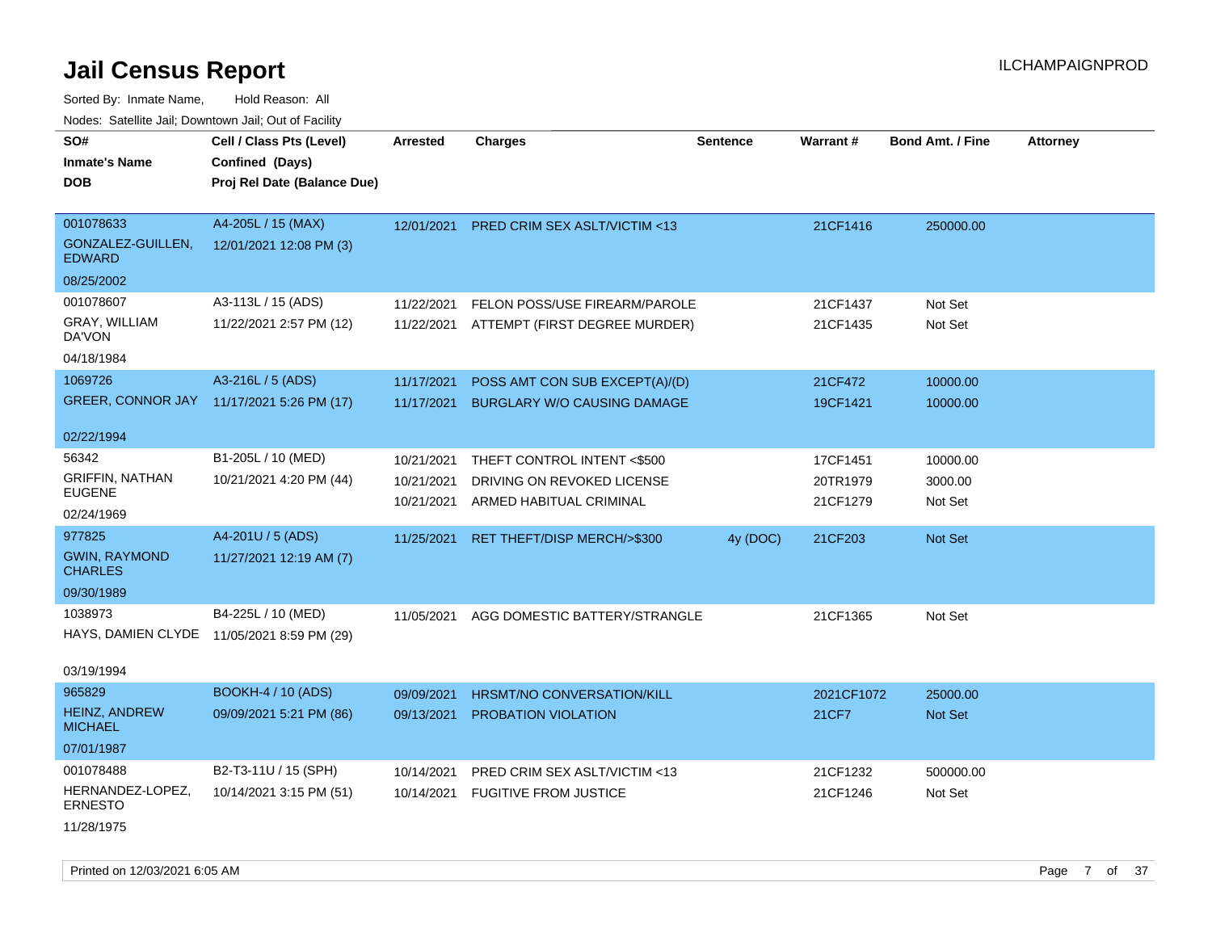# Jail Census Report

ILCHAMPAIGNPROD

Sorted By: Inmate Name,  Hold Reason: All

Nodes: Satellite Jail; Downtown Jail; Out of Facility

| SO# / Inmate's Name / DOB | Cell / Class Pts (Level) / Confined (Days) / Proj Rel Date (Balance Due) | Arrested | Charges | Sentence | Warrant # | Bond Amt. / Fine | Attorney |
|---|---|---|---|---|---|---|---|
| 001078633<br>GONZALEZ-GUILLEN, EDWARD<br>08/25/2002 | A4-205L / 15 (MAX)<br>12/01/2021 12:08 PM (3) | 12/01/2021 | PRED CRIM SEX ASLT/VICTIM <13 | | 21CF1416 | 250000.00 | |
| 001078607<br>GRAY, WILLIAM DA'VON<br>04/18/1984 | A3-113L / 15 (ADS)<br>11/22/2021 2:57 PM (12) | 11/22/2021 | FELON POSS/USE FIREARM/PAROLE | | 21CF1437 | Not Set | |
| | | 11/22/2021 | ATTEMPT (FIRST DEGREE MURDER) | | 21CF1435 | Not Set | |
| 1069726<br>GREER, CONNOR JAY<br>02/22/1994 | A3-216L / 5 (ADS)<br>11/17/2021 5:26 PM (17) | 11/17/2021 | POSS AMT CON SUB EXCEPT(A)/(D) | | 21CF472 | 10000.00 | |
| | | 11/17/2021 | BURGLARY W/O CAUSING DAMAGE | | 19CF1421 | 10000.00 | |
| 56342<br>GRIFFIN, NATHAN EUGENE<br>02/24/1969 | B1-205L / 10 (MED)<br>10/21/2021 4:20 PM (44) | 10/21/2021 | THEFT CONTROL INTENT <$500 | | 17CF1451 | 10000.00 | |
| | | 10/21/2021 | DRIVING ON REVOKED LICENSE | | 20TR1979 | 3000.00 | |
| | | 10/21/2021 | ARMED HABITUAL CRIMINAL | | 21CF1279 | Not Set | |
| 977825<br>GWIN, RAYMOND CHARLES<br>09/30/1989 | A4-201U / 5 (ADS)<br>11/27/2021 12:19 AM (7) | 11/25/2021 | RET THEFT/DISP MERCH/>$300 | 4y (DOC) | 21CF203 | Not Set | |
| 1038973<br>HAYS, DAMIEN CLYDE<br>03/19/1994 | B4-225L / 10 (MED)<br>11/05/2021 8:59 PM (29) | 11/05/2021 | AGG DOMESTIC BATTERY/STRANGLE | | 21CF1365 | Not Set | |
| 965829<br>HEINZ, ANDREW MICHAEL<br>07/01/1987 | BOOKH-4 / 10 (ADS)<br>09/09/2021 5:21 PM (86) | 09/09/2021 | HRSMT/NO CONVERSATION/KILL | | 2021CF1072 | 25000.00 | |
| | | 09/13/2021 | PROBATION VIOLATION | | 21CF7 | Not Set | |
| 001078488<br>HERNANDEZ-LOPEZ, ERNESTO<br>11/28/1975 | B2-T3-11U / 15 (SPH)<br>10/14/2021 3:15 PM (51) | 10/14/2021 | PRED CRIM SEX ASLT/VICTIM <13 | | 21CF1232 | 500000.00 | |
| | | 10/14/2021 | FUGITIVE FROM JUSTICE | | 21CF1246 | Not Set | |

Printed on 12/03/2021 6:05 AM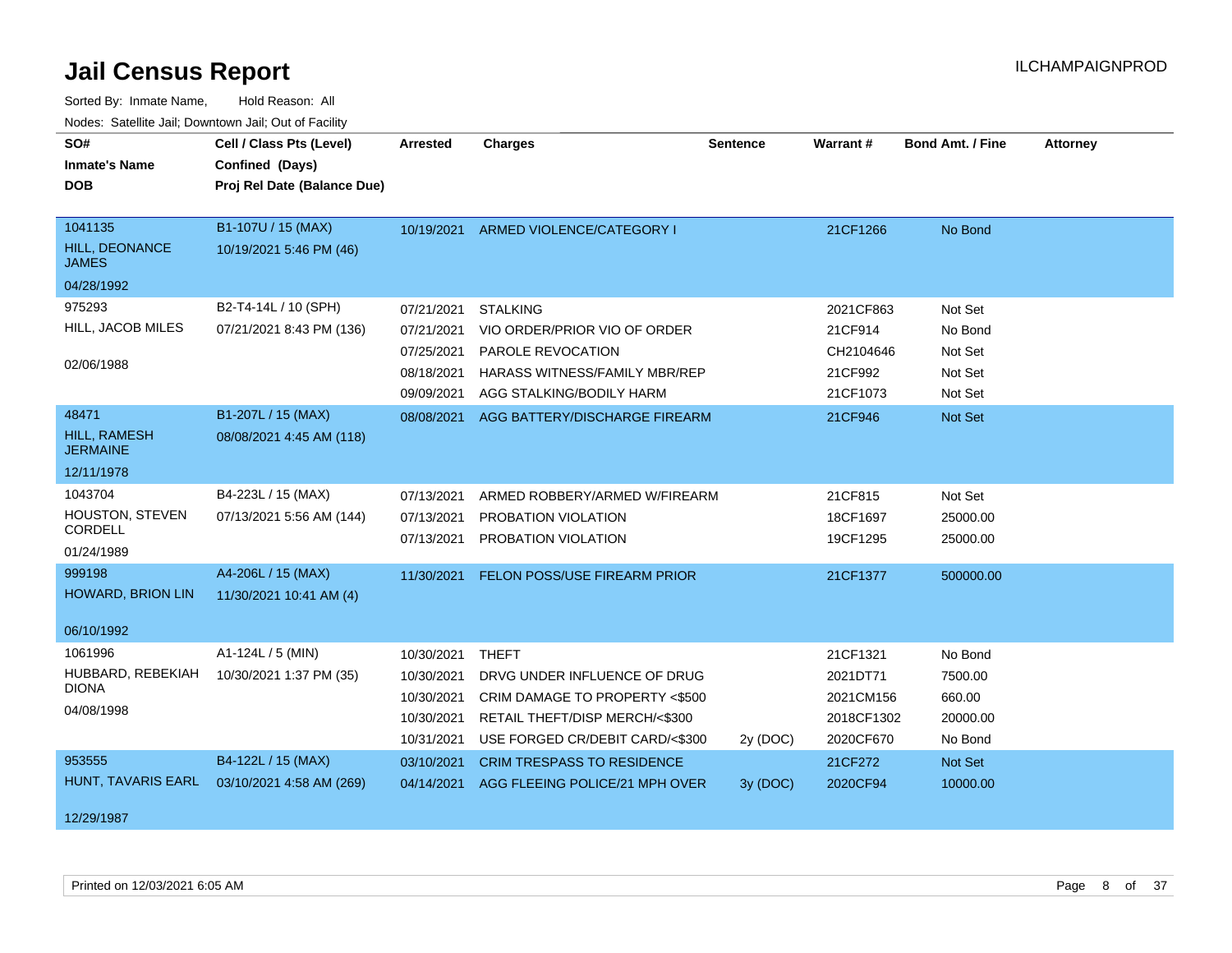# Jail Census Report

ILCHAMPAIGNPROD

Sorted By: Inmate Name, Hold Reason: All

Nodes: Satellite Jail; Downtown Jail; Out of Facility

| SO# / Inmate's Name / DOB | Cell / Class Pts (Level) / Confined (Days) / Proj Rel Date (Balance Due) | Arrested | Charges | Sentence | Warrant # | Bond Amt. / Fine | Attorney |
|---|---|---|---|---|---|---|---|
| 1041135 HILL, DEONANCE JAMES 04/28/1992 | B1-107U / 15 (MAX) 10/19/2021 5:46 PM (46) | 10/19/2021 | ARMED VIOLENCE/CATEGORY I | | 21CF1266 | No Bond | |
| 975293 HILL, JACOB MILES 02/06/1988 | B2-T4-14L / 10 (SPH) 07/21/2021 8:43 PM (136) | 07/21/2021 | STALKING | | 2021CF863 | Not Set | |
| | | 07/21/2021 | VIO ORDER/PRIOR VIO OF ORDER | | 21CF914 | No Bond | |
| | | 07/25/2021 | PAROLE REVOCATION | | CH2104646 | Not Set | |
| | | 08/18/2021 | HARASS WITNESS/FAMILY MBR/REP | | 21CF992 | Not Set | |
| | | 09/09/2021 | AGG STALKING/BODILY HARM | | 21CF1073 | Not Set | |
| 48471 HILL, RAMESH JERMAINE 12/11/1978 | B1-207L / 15 (MAX) 08/08/2021 4:45 AM (118) | 08/08/2021 | AGG BATTERY/DISCHARGE FIREARM | | 21CF946 | Not Set | |
| 1043704 HOUSTON, STEVEN CORDELL 01/24/1989 | B4-223L / 15 (MAX) 07/13/2021 5:56 AM (144) | 07/13/2021 | ARMED ROBBERY/ARMED W/FIREARM | | 21CF815 | Not Set | |
| | | 07/13/2021 | PROBATION VIOLATION | | 18CF1697 | 25000.00 | |
| | | 07/13/2021 | PROBATION VIOLATION | | 19CF1295 | 25000.00 | |
| 999198 HOWARD, BRION LIN 06/10/1992 | A4-206L / 15 (MAX) 11/30/2021 10:41 AM (4) | 11/30/2021 | FELON POSS/USE FIREARM PRIOR | | 21CF1377 | 500000.00 | |
| 1061996 HUBBARD, REBEKIAH DIONA 04/08/1998 | A1-124L / 5 (MIN) 10/30/2021 1:37 PM (35) | 10/30/2021 | THEFT | | 21CF1321 | No Bond | |
| | | 10/30/2021 | DRVG UNDER INFLUENCE OF DRUG | | 2021DT71 | 7500.00 | |
| | | 10/30/2021 | CRIM DAMAGE TO PROPERTY <$500 | | 2021CM156 | 660.00 | |
| | | 10/30/2021 | RETAIL THEFT/DISP MERCH/<$300 | | 2018CF1302 | 20000.00 | |
| | | 10/31/2021 | USE FORGED CR/DEBIT CARD/<$300 | 2y (DOC) | 2020CF670 | No Bond | |
| 953555 HUNT, TAVARIS EARL 12/29/1987 | B4-122L / 15 (MAX) 03/10/2021 4:58 AM (269) | 03/10/2021 | CRIM TRESPASS TO RESIDENCE | | 21CF272 | Not Set | |
| | | 04/14/2021 | AGG FLEEING POLICE/21 MPH OVER | 3y (DOC) | 2020CF94 | 10000.00 | |

Printed on 12/03/2021 6:05 AM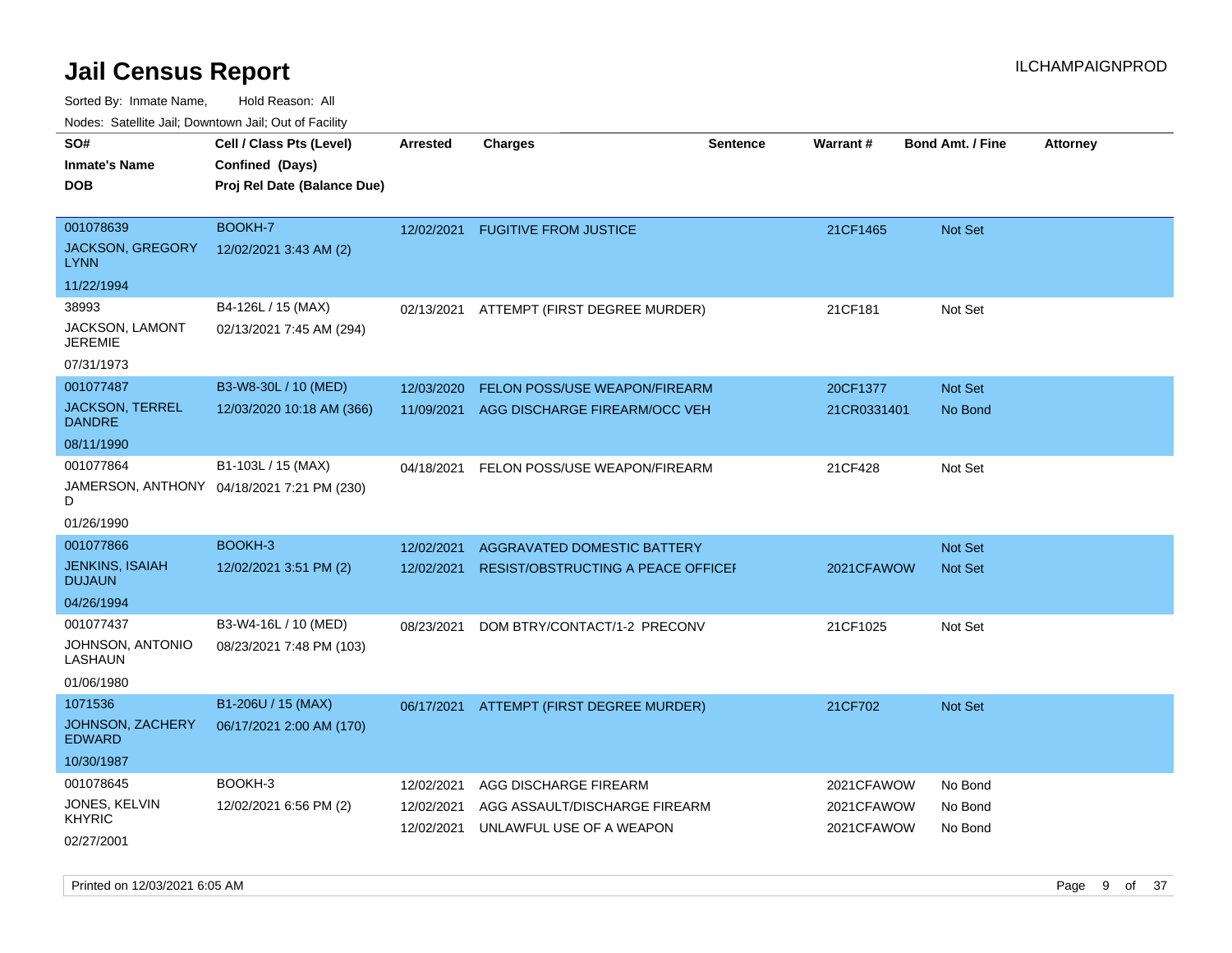# Jail Census Report

ILCHAMPAIGNPROD

Sorted By: Inmate Name, Hold Reason: All

Nodes: Satellite Jail; Downtown Jail; Out of Facility

| SO# / Inmate's Name / DOB | Cell / Class Pts (Level) / Confined (Days) / Proj Rel Date (Balance Due) | Arrested | Charges | Sentence | Warrant # | Bond Amt. / Fine | Attorney |
|---|---|---|---|---|---|---|---|
| 001078639<br>JACKSON, GREGORY LYNN<br>11/22/1994 | BOOKH-7<br>12/02/2021 3:43 AM (2) | 12/02/2021 | FUGITIVE FROM JUSTICE | | 21CF1465 | Not Set | |
| 38993<br>JACKSON, LAMONT JEREMIE<br>07/31/1973 | B4-126L / 15 (MAX)<br>02/13/2021 7:45 AM (294) | 02/13/2021 | ATTEMPT (FIRST DEGREE MURDER) | | 21CF181 | Not Set | |
| 001077487<br>JACKSON, TERREL DANDRE<br>08/11/1990 | B3-W8-30L / 10 (MED)<br>12/03/2020 10:18 AM (366) | 12/03/2020<br>11/09/2021 | FELON POSS/USE WEAPON/FIREARM<br>AGG DISCHARGE FIREARM/OCC VEH | | 20CF1377<br>21CR0331401 | Not Set<br>No Bond | |
| 001077864<br>JAMERSON, ANTHONY D<br>01/26/1990 | B1-103L / 15 (MAX)<br>04/18/2021 7:21 PM (230) | 04/18/2021 | FELON POSS/USE WEAPON/FIREARM | | 21CF428 | Not Set | |
| 001077866<br>JENKINS, ISAIAH DUJAUN<br>04/26/1994 | BOOKH-3<br>12/02/2021 3:51 PM (2) | 12/02/2021<br>12/02/2021 | AGGRAVATED DOMESTIC BATTERY<br>RESIST/OBSTRUCTING A PEACE OFFICEI | | <br>2021CFAWOW | Not Set<br>Not Set | |
| 001077437<br>JOHNSON, ANTONIO LASHAUN<br>01/06/1980 | B3-W4-16L / 10 (MED)<br>08/23/2021 7:48 PM (103) | 08/23/2021 | DOM BTRY/CONTACT/1-2 PRECONV | | 21CF1025 | Not Set | |
| 1071536<br>JOHNSON, ZACHERY EDWARD<br>10/30/1987 | B1-206U / 15 (MAX)<br>06/17/2021 2:00 AM (170) | 06/17/2021 | ATTEMPT (FIRST DEGREE MURDER) | | 21CF702 | Not Set | |
| 001078645<br>JONES, KELVIN KHYRIC<br>02/27/2001 | BOOKH-3<br>12/02/2021 6:56 PM (2) | 12/02/2021<br>12/02/2021<br>12/02/2021 | AGG DISCHARGE FIREARM<br>AGG ASSAULT/DISCHARGE FIREARM<br>UNLAWFUL USE OF A WEAPON | | 2021CFAWOW<br>2021CFAWOW<br>2021CFAWOW | No Bond<br>No Bond<br>No Bond | |

Printed on 12/03/2021 6:05 AM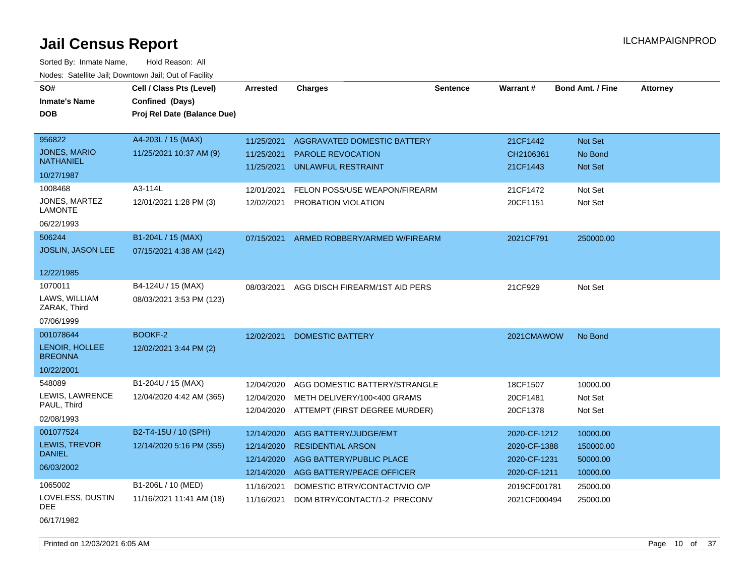# Jail Census Report

Sorted By: Inmate Name, Hold Reason: All

Nodes: Satellite Jail; Downtown Jail; Out of Facility

| SO# / Inmate's Name / DOB | Cell / Class Pts (Level) / Confined (Days) / Proj Rel Date (Balance Due) | Arrested | Charges | Sentence | Warrant # | Bond Amt. / Fine | Attorney |
|---|---|---|---|---|---|---|---|
| 956822 JONES, MARIO NATHANIEL 10/27/1987 | A4-203L / 15 (MAX) 11/25/2021 10:37 AM (9) | 11/25/2021 | AGGRAVATED DOMESTIC BATTERY | | 21CF1442 | Not Set | |
| | | 11/25/2021 | PAROLE REVOCATION | | CH2106361 | No Bond | |
| | | 11/25/2021 | UNLAWFUL RESTRAINT | | 21CF1443 | Not Set | |
| 1008468 JONES, MARTEZ LAMONTE 06/22/1993 | A3-114L 12/01/2021 1:28 PM (3) | 12/01/2021 | FELON POSS/USE WEAPON/FIREARM | | 21CF1472 | Not Set | |
| | | 12/02/2021 | PROBATION VIOLATION | | 20CF1151 | Not Set | |
| 506244 JOSLIN, JASON LEE 12/22/1985 | B1-204L / 15 (MAX) 07/15/2021 4:38 AM (142) | 07/15/2021 | ARMED ROBBERY/ARMED W/FIREARM | | 2021CF791 | 250000.00 | |
| 1070011 LAWS, WILLIAM ZARAK, Third 07/06/1999 | B4-124U / 15 (MAX) 08/03/2021 3:53 PM (123) | 08/03/2021 | AGG DISCH FIREARM/1ST AID PERS | | 21CF929 | Not Set | |
| 001078644 LENOIR, HOLLEE BREONNA 10/22/2001 | BOOKF-2 12/02/2021 3:44 PM (2) | 12/02/2021 | DOMESTIC BATTERY | | 2021CMAWOW | No Bond | |
| 548089 LEWIS, LAWRENCE PAUL, Third 02/08/1993 | B1-204U / 15 (MAX) 12/04/2020 4:42 AM (365) | 12/04/2020 | AGG DOMESTIC BATTERY/STRANGLE | | 18CF1507 | 10000.00 | |
| | | 12/04/2020 | METH DELIVERY/100<400 GRAMS | | 20CF1481 | Not Set | |
| | | 12/04/2020 | ATTEMPT (FIRST DEGREE MURDER) | | 20CF1378 | Not Set | |
| 001077524 LEWIS, TREVOR DANIEL 06/03/2002 | B2-T4-15U / 10 (SPH) 12/14/2020 5:16 PM (355) | 12/14/2020 | AGG BATTERY/JUDGE/EMT | | 2020-CF-1212 | 10000.00 | |
| | | 12/14/2020 | RESIDENTIAL ARSON | | 2020-CF-1388 | 150000.00 | |
| | | 12/14/2020 | AGG BATTERY/PUBLIC PLACE | | 2020-CF-1231 | 50000.00 | |
| | | 12/14/2020 | AGG BATTERY/PEACE OFFICER | | 2020-CF-1211 | 10000.00 | |
| 1065002 LOVELESS, DUSTIN DEE 06/17/1982 | B1-206L / 10 (MED) 11/16/2021 11:41 AM (18) | 11/16/2021 | DOMESTIC BTRY/CONTACT/VIO O/P | | 2019CF001781 | 25000.00 | |
| | | 11/16/2021 | DOM BTRY/CONTACT/1-2 PRECONV | | 2021CF000494 | 25000.00 | |

Printed on 12/03/2021 6:05 AM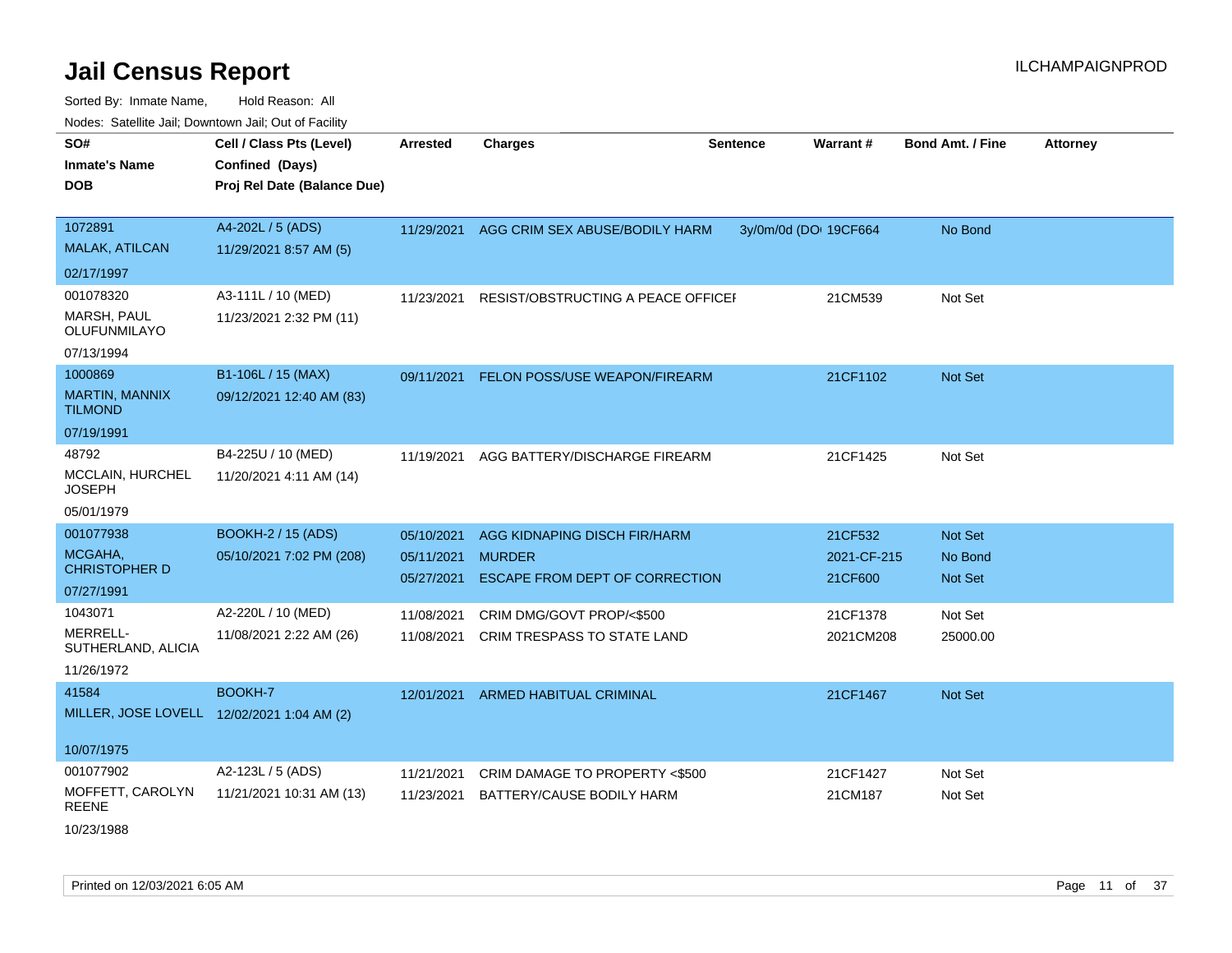# Jail Census Report

ILCHAMPAIGNPROD

Sorted By: Inmate Name, Hold Reason: All

Nodes: Satellite Jail; Downtown Jail; Out of Facility

| SO# / Inmate's Name / DOB | Cell / Class Pts (Level) / Confined (Days) / Proj Rel Date (Balance Due) | Arrested | Charges | Sentence | Warrant # | Bond Amt. / Fine | Attorney |
|---|---|---|---|---|---|---|---|
| 1072891<br>MALAK, ATILCAN<br>02/17/1997 | A4-202L / 5 (ADS)<br>11/29/2021 8:57 AM (5) | 11/29/2021 | AGG CRIM SEX ABUSE/BODILY HARM | 3y/0m/0d (DOI | 19CF664 | No Bond | |
| 001078320<br>MARSH, PAUL OLUFUNMILAYO<br>07/13/1994 | A3-111L / 10 (MED)<br>11/23/2021 2:32 PM (11) | 11/23/2021 | RESIST/OBSTRUCTING A PEACE OFFICEI | | 21CM539 | Not Set | |
| 1000869<br>MARTIN, MANNIX TILMOND<br>07/19/1991 | B1-106L / 15 (MAX)<br>09/12/2021 12:40 AM (83) | 09/11/2021 | FELON POSS/USE WEAPON/FIREARM | | 21CF1102 | Not Set | |
| 48792<br>MCCLAIN, HURCHEL JOSEPH<br>05/01/1979 | B4-225U / 10 (MED)<br>11/20/2021 4:11 AM (14) | 11/19/2021 | AGG BATTERY/DISCHARGE FIREARM | | 21CF1425 | Not Set | |
| 001077938<br>MCGAHA, CHRISTOPHER D<br>07/27/1991 | BOOKH-2 / 15 (ADS)<br>05/10/2021 7:02 PM (208) | 05/10/2021 | AGG KIDNAPING DISCH FIR/HARM | | 21CF532 | Not Set | |
| | | 05/11/2021 | MURDER | | 2021-CF-215 | No Bond | |
| | | 05/27/2021 | ESCAPE FROM DEPT OF CORRECTION | | 21CF600 | Not Set | |
| 1043071<br>MERRELL-SUTHERLAND, ALICIA<br>11/26/1972 | A2-220L / 10 (MED)<br>11/08/2021 2:22 AM (26) | 11/08/2021 | CRIM DMG/GOVT PROP/<$500 | | 21CF1378 | Not Set | |
| | | 11/08/2021 | CRIM TRESPASS TO STATE LAND | | 2021CM208 | 25000.00 | |
| 41584<br>MILLER, JOSE LOVELL<br>10/07/1975 | BOOKH-7<br>12/02/2021 1:04 AM (2) | 12/01/2021 | ARMED HABITUAL CRIMINAL | | 21CF1467 | Not Set | |
| 001077902<br>MOFFETT, CAROLYN REENE<br>10/23/1988 | A2-123L / 5 (ADS)<br>11/21/2021 10:31 AM (13) | 11/21/2021 | CRIM DAMAGE TO PROPERTY <$500 | | 21CF1427 | Not Set | |
| | | 11/23/2021 | BATTERY/CAUSE BODILY HARM | | 21CM187 | Not Set | |

Printed on 12/03/2021 6:05 AM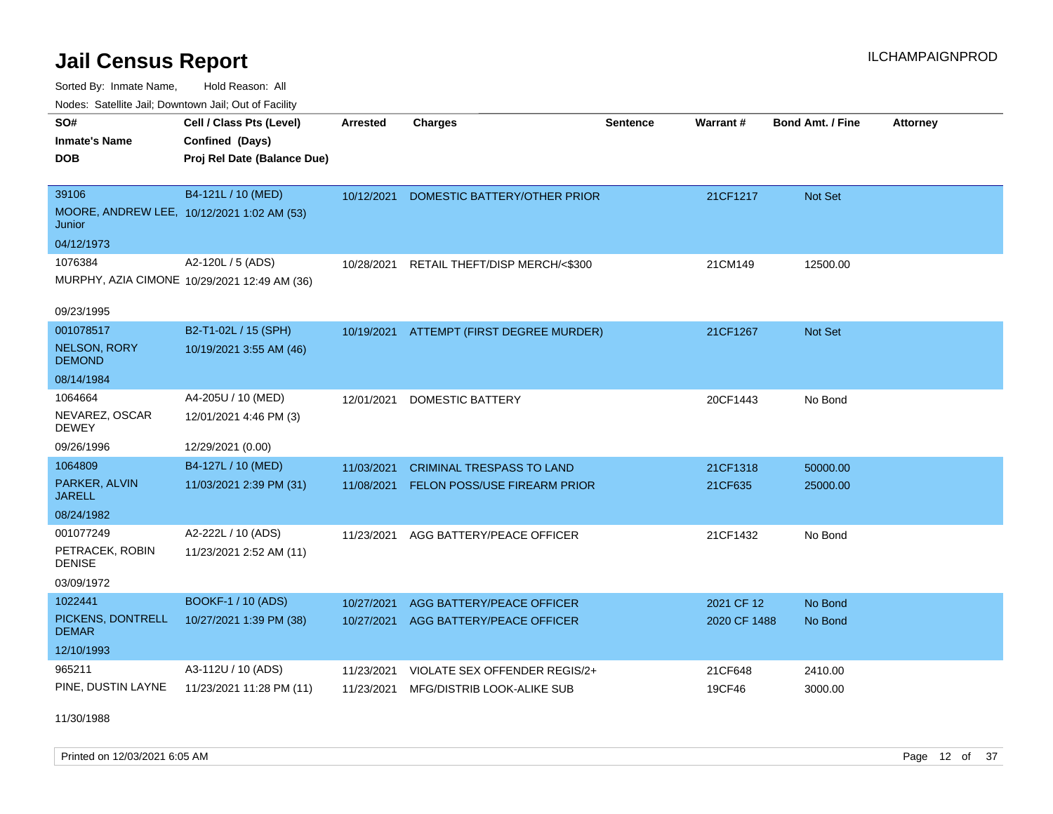# Jail Census Report

ILCHAMPAIGNPROD

Sorted By: Inmate Name, Hold Reason: All

Nodes: Satellite Jail; Downtown Jail; Out of Facility

| SO# / Inmate's Name / DOB | Cell / Class Pts (Level) / Confined (Days) / Proj Rel Date (Balance Due) | Arrested | Charges | Sentence | Warrant # | Bond Amt. / Fine | Attorney |
|---|---|---|---|---|---|---|---|
| 39106<br>MOORE, ANDREW LEE, Junior<br>04/12/1973 | B4-121L / 10 (MED)<br>10/12/2021 1:02 AM (53) | 10/12/2021 | DOMESTIC BATTERY/OTHER PRIOR | | 21CF1217 | Not Set | |
| 1076384<br>MURPHY, AZIA CIMONE<br>09/23/1995 | A2-120L / 5 (ADS)<br>10/29/2021 12:49 AM (36) | 10/28/2021 | RETAIL THEFT/DISP MERCH/<$300 | | 21CM149 | 12500.00 | |
| 001078517<br>NELSON, RORY DEMOND<br>08/14/1984 | B2-T1-02L / 15 (SPH)<br>10/19/2021 3:55 AM (46) | 10/19/2021 | ATTEMPT (FIRST DEGREE MURDER) | | 21CF1267 | Not Set | |
| 1064664<br>NEVAREZ, OSCAR DEWEY<br>09/26/1996 | A4-205U / 10 (MED)<br>12/01/2021 4:46 PM (3)<br>12/29/2021 (0.00) | 12/01/2021 | DOMESTIC BATTERY | | 20CF1443 | No Bond | |
| 1064809<br>PARKER, ALVIN JARELL<br>08/24/1982 | B4-127L / 10 (MED)<br>11/03/2021 2:39 PM (31) | 11/03/2021<br>11/08/2021 | CRIMINAL TRESPASS TO LAND<br>FELON POSS/USE FIREARM PRIOR | | 21CF1318<br>21CF635 | 50000.00<br>25000.00 | |
| 001077249<br>PETRACEK, ROBIN DENISE<br>03/09/1972 | A2-222L / 10 (ADS)<br>11/23/2021 2:52 AM (11) | 11/23/2021 | AGG BATTERY/PEACE OFFICER | | 21CF1432 | No Bond | |
| 1022441<br>PICKENS, DONTRELL DEMAR<br>12/10/1993 | BOOKF-1 / 10 (ADS)<br>10/27/2021 1:39 PM (38) | 10/27/2021<br>10/27/2021 | AGG BATTERY/PEACE OFFICER<br>AGG BATTERY/PEACE OFFICER | | 2021 CF 12<br>2020 CF 1488 | No Bond<br>No Bond | |
| 965211<br>PINE, DUSTIN LAYNE<br>11/30/1988 | A3-112U / 10 (ADS)<br>11/23/2021 11:28 PM (11) | 11/23/2021<br>11/23/2021 | VIOLATE SEX OFFENDER REGIS/2+<br>MFG/DISTRIB LOOK-ALIKE SUB | | 21CF648<br>19CF46 | 2410.00<br>3000.00 | |

Printed on 12/03/2021 6:05 AM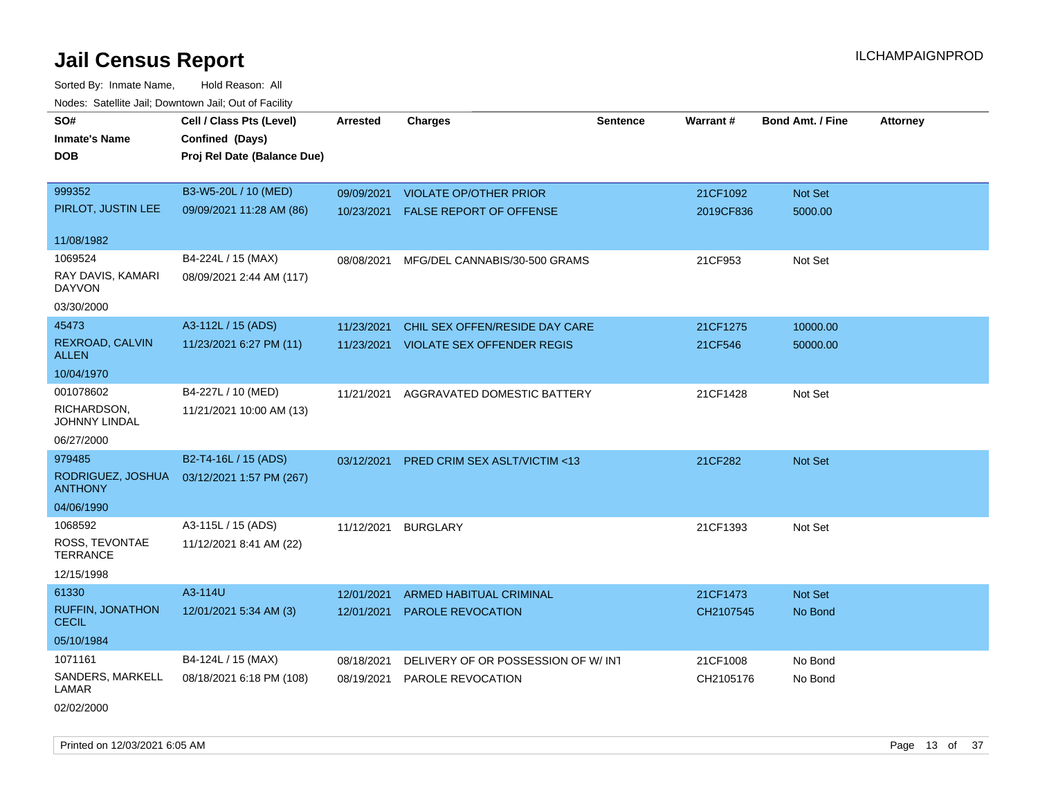# Jail Census Report

ILCHAMPAIGNPROD

Sorted By: Inmate Name, Hold Reason: All

Nodes: Satellite Jail; Downtown Jail; Out of Facility

| SO# / Inmate's Name / DOB | Cell / Class Pts (Level) / Confined (Days) / Proj Rel Date (Balance Due) | Arrested | Charges | Sentence | Warrant # | Bond Amt. / Fine | Attorney |
|---|---|---|---|---|---|---|---|
| 999352<br>PIRLOT, JUSTIN LEE<br>11/08/1982 | B3-W5-20L / 10 (MED)<br>09/09/2021 11:28 AM (86) | 09/09/2021<br>10/23/2021 | VIOLATE OP/OTHER PRIOR<br>FALSE REPORT OF OFFENSE | | 21CF1092<br>2019CF836 | Not Set<br>5000.00 | |
| 1069524<br>RAY DAVIS, KAMARI DAYVON<br>03/30/2000 | B4-224L / 15 (MAX)<br>08/09/2021 2:44 AM (117) | 08/08/2021 | MFG/DEL CANNABIS/30-500 GRAMS | | 21CF953 | Not Set | |
| 45473<br>REXROAD, CALVIN ALLEN<br>10/04/1970 | A3-112L / 15 (ADS)<br>11/23/2021 6:27 PM (11) | 11/23/2021<br>11/23/2021 | CHIL SEX OFFEN/RESIDE DAY CARE<br>VIOLATE SEX OFFENDER REGIS | | 21CF1275<br>21CF546 | 10000.00<br>50000.00 | |
| 001078602<br>RICHARDSON, JOHNNY LINDAL<br>06/27/2000 | B4-227L / 10 (MED)<br>11/21/2021 10:00 AM (13) | 11/21/2021 | AGGRAVATED DOMESTIC BATTERY | | 21CF1428 | Not Set | |
| 979485<br>RODRIGUEZ, JOSHUA ANTHONY<br>04/06/1990 | B2-T4-16L / 15 (ADS)<br>03/12/2021 1:57 PM (267) | 03/12/2021 | PRED CRIM SEX ASLT/VICTIM <13 | | 21CF282 | Not Set | |
| 1068592<br>ROSS, TEVONTAE TERRANCE<br>12/15/1998 | A3-115L / 15 (ADS)<br>11/12/2021 8:41 AM (22) | 11/12/2021 | BURGLARY | | 21CF1393 | Not Set | |
| 61330<br>RUFFIN, JONATHON CECIL<br>05/10/1984 | A3-114U<br>12/01/2021 5:34 AM (3) | 12/01/2021<br>12/01/2021 | ARMED HABITUAL CRIMINAL<br>PAROLE REVOCATION | | 21CF1473<br>CH2107545 | Not Set<br>No Bond | |
| 1071161<br>SANDERS, MARKELL LAMAR<br>02/02/2000 | B4-124L / 15 (MAX)<br>08/18/2021 6:18 PM (108) | 08/18/2021<br>08/19/2021 | DELIVERY OF OR POSSESSION OF W/ INT<br>PAROLE REVOCATION | | 21CF1008<br>CH2105176 | No Bond<br>No Bond | |

Printed on 12/03/2021 6:05 AM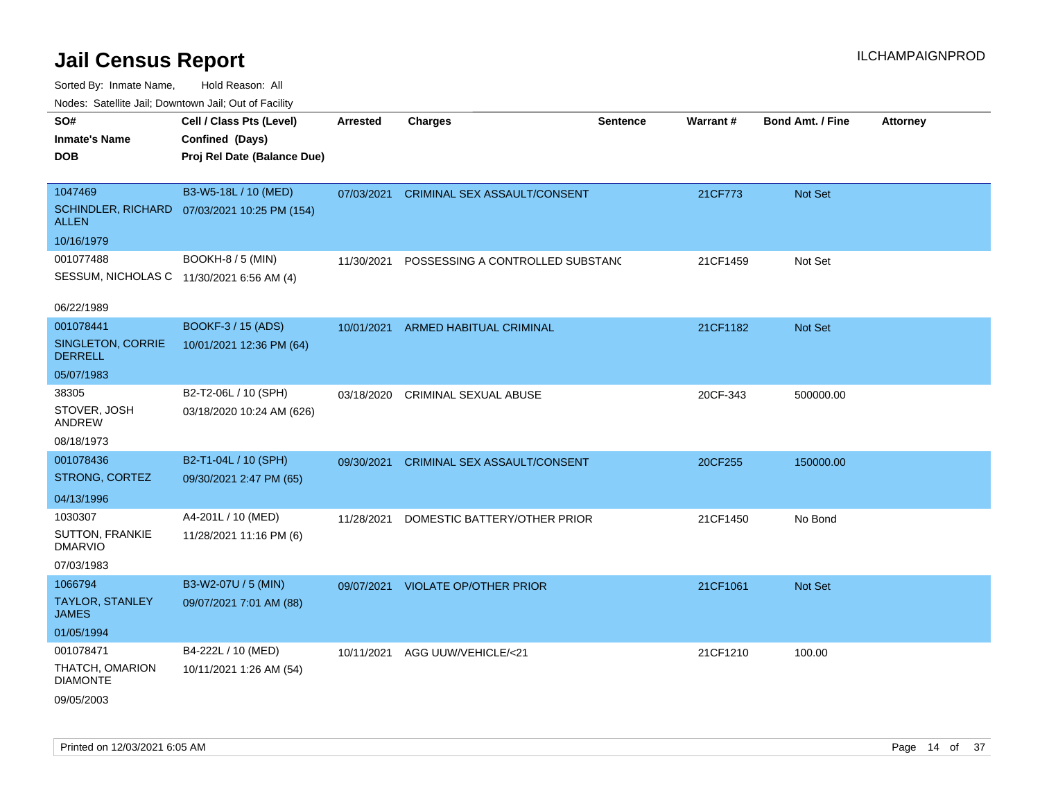# Jail Census Report

ILCHAMPAIGNPROD

Sorted By: Inmate Name, Hold Reason: All

Nodes: Satellite Jail; Downtown Jail; Out of Facility

| SO# / Inmate's Name / DOB | Cell / Class Pts (Level) / Confined (Days) / Proj Rel Date (Balance Due) | Arrested | Charges | Sentence | Warrant # | Bond Amt. / Fine | Attorney |
|---|---|---|---|---|---|---|---|
| 1047469 SCHINDLER, RICHARD ALLEN 10/16/1979 | B3-W5-18L / 10 (MED) 07/03/2021 10:25 PM (154) | 07/03/2021 | CRIMINAL SEX ASSAULT/CONSENT | | 21CF773 | Not Set | |
| 001077488 SESSUM, NICHOLAS C 06/22/1989 | BOOKH-8 / 5 (MIN) 11/30/2021 6:56 AM (4) | 11/30/2021 | POSSESSING A CONTROLLED SUBSTANC | | 21CF1459 | Not Set | |
| 001078441 SINGLETON, CORRIE DERRELL 05/07/1983 | BOOKF-3 / 15 (ADS) 10/01/2021 12:36 PM (64) | 10/01/2021 | ARMED HABITUAL CRIMINAL | | 21CF1182 | Not Set | |
| 38305 STOVER, JOSH ANDREW 08/18/1973 | B2-T2-06L / 10 (SPH) 03/18/2020 10:24 AM (626) | 03/18/2020 | CRIMINAL SEXUAL ABUSE | | 20CF-343 | 500000.00 | |
| 001078436 STRONG, CORTEZ 04/13/1996 | B2-T1-04L / 10 (SPH) 09/30/2021 2:47 PM (65) | 09/30/2021 | CRIMINAL SEX ASSAULT/CONSENT | | 20CF255 | 150000.00 | |
| 1030307 SUTTON, FRANKIE DMARVIO 07/03/1983 | A4-201L / 10 (MED) 11/28/2021 11:16 PM (6) | 11/28/2021 | DOMESTIC BATTERY/OTHER PRIOR | | 21CF1450 | No Bond | |
| 1066794 TAYLOR, STANLEY JAMES 01/05/1994 | B3-W2-07U / 5 (MIN) 09/07/2021 7:01 AM (88) | 09/07/2021 | VIOLATE OP/OTHER PRIOR | | 21CF1061 | Not Set | |
| 001078471 THATCH, OMARION DIAMONTE 09/05/2003 | B4-222L / 10 (MED) 10/11/2021 1:26 AM (54) | 10/11/2021 | AGG UUW/VEHICLE/<21 | | 21CF1210 | 100.00 | |

Printed on 12/03/2021 6:05 AM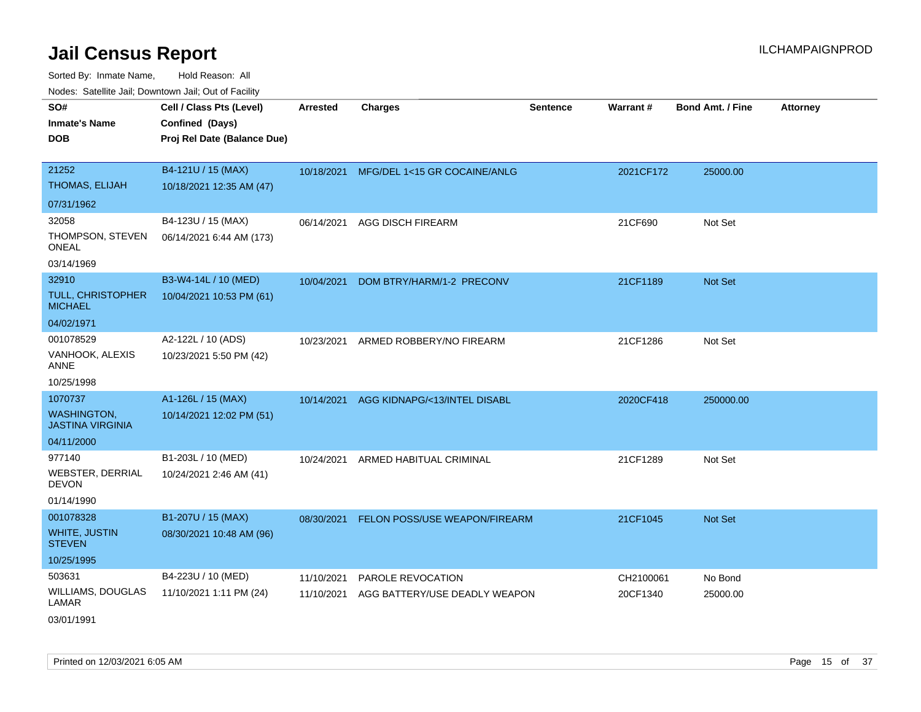# Jail Census Report

ILCHAMPAIGNPROD

Sorted By: Inmate Name, Hold Reason: All

Nodes: Satellite Jail; Downtown Jail; Out of Facility

| SO# / Inmate's Name / DOB | Cell / Class Pts (Level) / Confined (Days) / Proj Rel Date (Balance Due) | Arrested | Charges | Sentence | Warrant # | Bond Amt. / Fine | Attorney |
|---|---|---|---|---|---|---|---|
| 21252<br>THOMAS, ELIJAH<br>07/31/1962 | B4-121U / 15 (MAX)<br>10/18/2021 12:35 AM (47) | 10/18/2021 | MFG/DEL 1<15 GR COCAINE/ANLG | | 2021CF172 | 25000.00 | |
| 32058<br>THOMPSON, STEVEN ONEAL<br>03/14/1969 | B4-123U / 15 (MAX)<br>06/14/2021 6:44 AM (173) | 06/14/2021 | AGG DISCH FIREARM | | 21CF690 | Not Set | |
| 32910<br>TULL, CHRISTOPHER MICHAEL<br>04/02/1971 | B3-W4-14L / 10 (MED)<br>10/04/2021 10:53 PM (61) | 10/04/2021 | DOM BTRY/HARM/1-2 PRECONV | | 21CF1189 | Not Set | |
| 001078529<br>VANHOOK, ALEXIS ANNE<br>10/25/1998 | A2-122L / 10 (ADS)<br>10/23/2021 5:50 PM (42) | 10/23/2021 | ARMED ROBBERY/NO FIREARM | | 21CF1286 | Not Set | |
| 1070737<br>WASHINGTON, JASTINA VIRGINIA<br>04/11/2000 | A1-126L / 15 (MAX)<br>10/14/2021 12:02 PM (51) | 10/14/2021 | AGG KIDNAPG/<13/INTEL DISABL | | 2020CF418 | 250000.00 | |
| 977140<br>WEBSTER, DERRIAL DEVON<br>01/14/1990 | B1-203L / 10 (MED)<br>10/24/2021 2:46 AM (41) | 10/24/2021 | ARMED HABITUAL CRIMINAL | | 21CF1289 | Not Set | |
| 001078328<br>WHITE, JUSTIN STEVEN<br>10/25/1995 | B1-207U / 15 (MAX)<br>08/30/2021 10:48 AM (96) | 08/30/2021 | FELON POSS/USE WEAPON/FIREARM | | 21CF1045 | Not Set | |
| 503631<br>WILLIAMS, DOUGLAS LAMAR<br>03/01/1991 | B4-223U / 10 (MED)<br>11/10/2021 1:11 PM (24) | 11/10/2021<br>11/10/2021 | PAROLE REVOCATION<br>AGG BATTERY/USE DEADLY WEAPON | | CH2100061<br>20CF1340 | No Bond<br>25000.00 | |

Printed on 12/03/2021 6:05 AM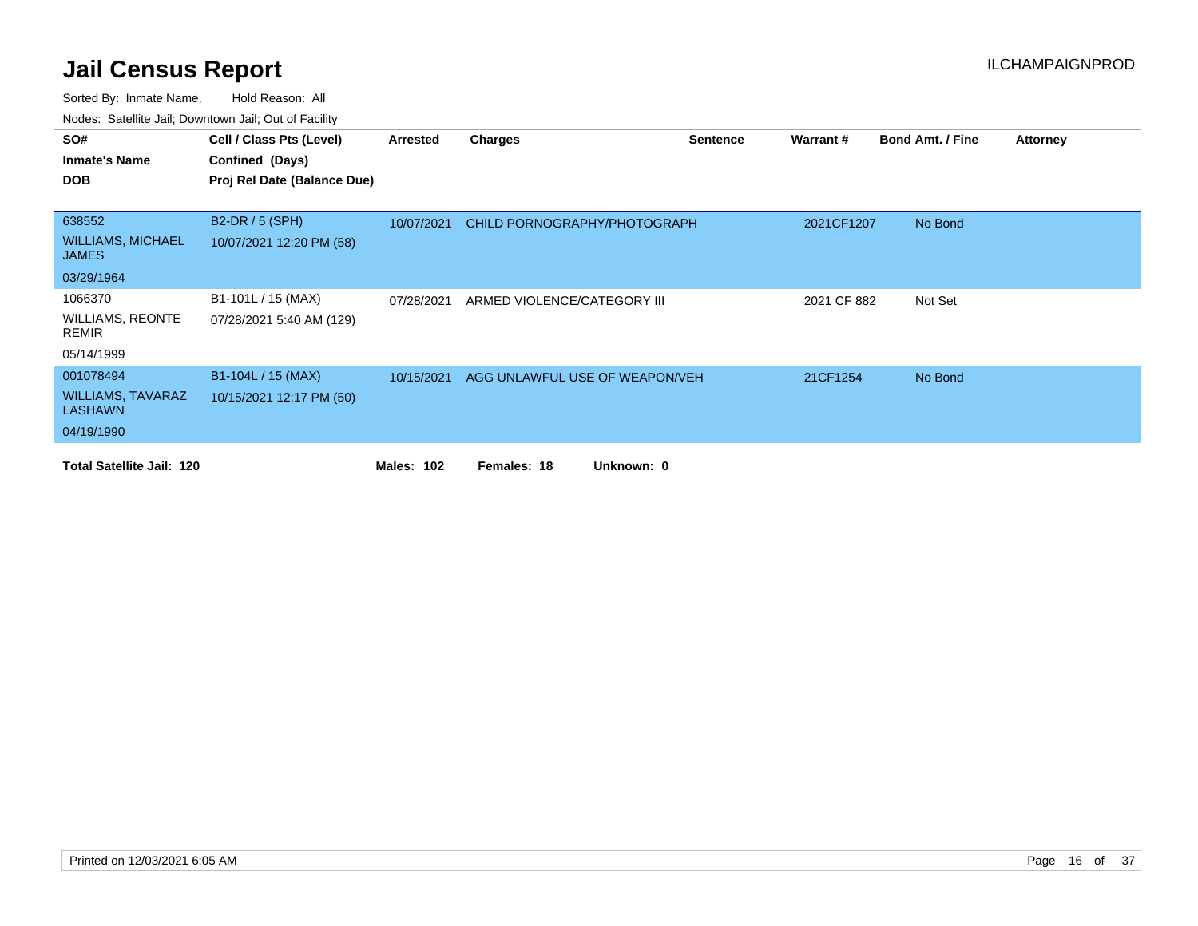# Jail Census Report

ILCHAMPAIGNPROD

Sorted By: Inmate Name, Hold Reason: All

Nodes: Satellite Jail; Downtown Jail; Out of Facility

| SO# / Inmate's Name / DOB | Cell / Class Pts (Level) / Confined (Days) / Proj Rel Date (Balance Due) | Arrested | Charges | Sentence | Warrant # | Bond Amt. / Fine | Attorney |
|---|---|---|---|---|---|---|---|
| 638552 WILLIAMS, MICHAEL JAMES 03/29/1964 | B2-DR / 5 (SPH) 10/07/2021 12:20 PM (58) | 10/07/2021 | CHILD PORNOGRAPHY/PHOTOGRAPH | | 2021CF1207 | No Bond | |
| 1066370 WILLIAMS, REONTE REMIR 05/14/1999 | B1-101L / 15 (MAX) 07/28/2021 5:40 AM (129) | 07/28/2021 | ARMED VIOLENCE/CATEGORY III | | 2021 CF 882 | Not Set | |
| 001078494 WILLIAMS, TAVARAZ LASHAWN 04/19/1990 | B1-104L / 15 (MAX) 10/15/2021 12:17 PM (50) | 10/15/2021 | AGG UNLAWFUL USE OF WEAPON/VEH | | 21CF1254 | No Bond | |

**Total Satellite Jail: 120** **Males: 102** **Females: 18** **Unknown: 0**

Printed on 12/03/2021 6:05 AM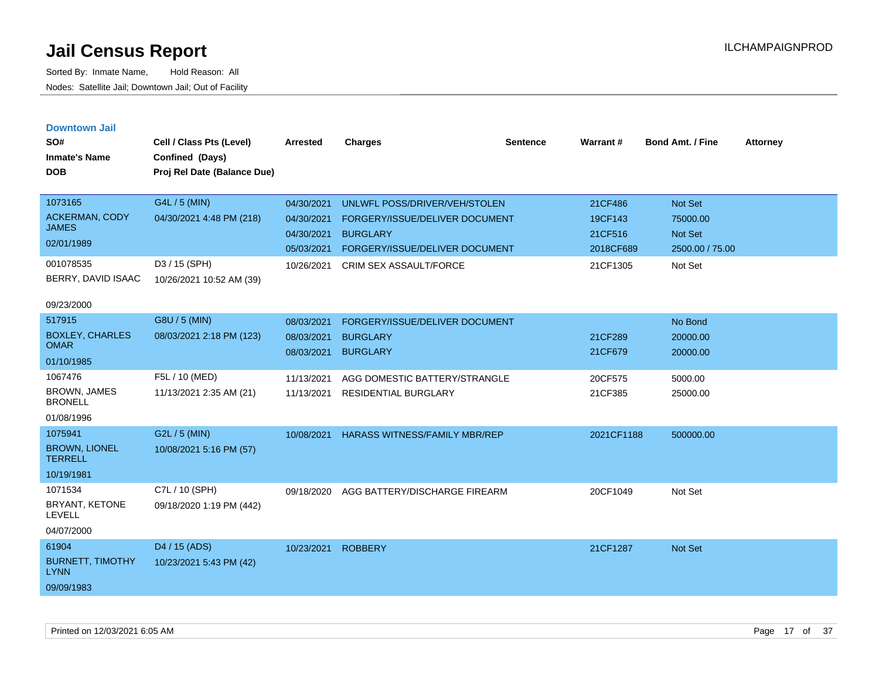# Jail Census Report

Sorted By: Inmate Name, Hold Reason: All
Nodes: Satellite Jail; Downtown Jail; Out of Facility

ILCHAMPAIGNPROD

## Downtown Jail

| SO# / Inmate's Name / DOB | Cell / Class Pts (Level) / Confined (Days) / Proj Rel Date (Balance Due) | Arrested | Charges | Sentence | Warrant # | Bond Amt. / Fine | Attorney |
|---|---|---|---|---|---|---|---|
| 1073165<br>ACKERMAN, CODY JAMES<br>02/01/1989 | G4L / 5 (MIN)<br>04/30/2021 4:48 PM (218) | 04/30/2021 | UNLWFL POSS/DRIVER/VEH/STOLEN | | 21CF486 | Not Set | |
| | | 04/30/2021 | FORGERY/ISSUE/DELIVER DOCUMENT | | 19CF143 | 75000.00 | |
| | | 04/30/2021 | BURGLARY | | 21CF516 | Not Set | |
| | | 05/03/2021 | FORGERY/ISSUE/DELIVER DOCUMENT | | 2018CF689 | 2500.00 / 75.00 | |
| 001078535<br>BERRY, DAVID ISAAC<br>09/23/2000 | D3 / 15 (SPH)<br>10/26/2021 10:52 AM (39) | 10/26/2021 | CRIM SEX ASSAULT/FORCE | | 21CF1305 | Not Set | |
| 517915<br>BOXLEY, CHARLES OMAR<br>01/10/1985 | G8U / 5 (MIN)<br>08/03/2021 2:18 PM (123) | 08/03/2021 | FORGERY/ISSUE/DELIVER DOCUMENT | | | No Bond | |
| | | 08/03/2021 | BURGLARY | | 21CF289 | 20000.00 | |
| | | 08/03/2021 | BURGLARY | | 21CF679 | 20000.00 | |
| 1067476<br>BROWN, JAMES BRONELL<br>01/08/1996 | F5L / 10 (MED)<br>11/13/2021 2:35 AM (21) | 11/13/2021 | AGG DOMESTIC BATTERY/STRANGLE | | 20CF575 | 5000.00 | |
| | | 11/13/2021 | RESIDENTIAL BURGLARY | | 21CF385 | 25000.00 | |
| 1075941<br>BROWN, LIONEL TERRELL<br>10/19/1981 | G2L / 5 (MIN)<br>10/08/2021 5:16 PM (57) | 10/08/2021 | HARASS WITNESS/FAMILY MBR/REP | | 2021CF1188 | 500000.00 | |
| 1071534<br>BRYANT, KETONE LEVELL<br>04/07/2000 | C7L / 10 (SPH)<br>09/18/2020 1:19 PM (442) | 09/18/2020 | AGG BATTERY/DISCHARGE FIREARM | | 20CF1049 | Not Set | |
| 61904<br>BURNETT, TIMOTHY LYNN<br>09/09/1983 | D4 / 15 (ADS)<br>10/23/2021 5:43 PM (42) | 10/23/2021 | ROBBERY | | 21CF1287 | Not Set | |

Printed on 12/03/2021 6:05 AM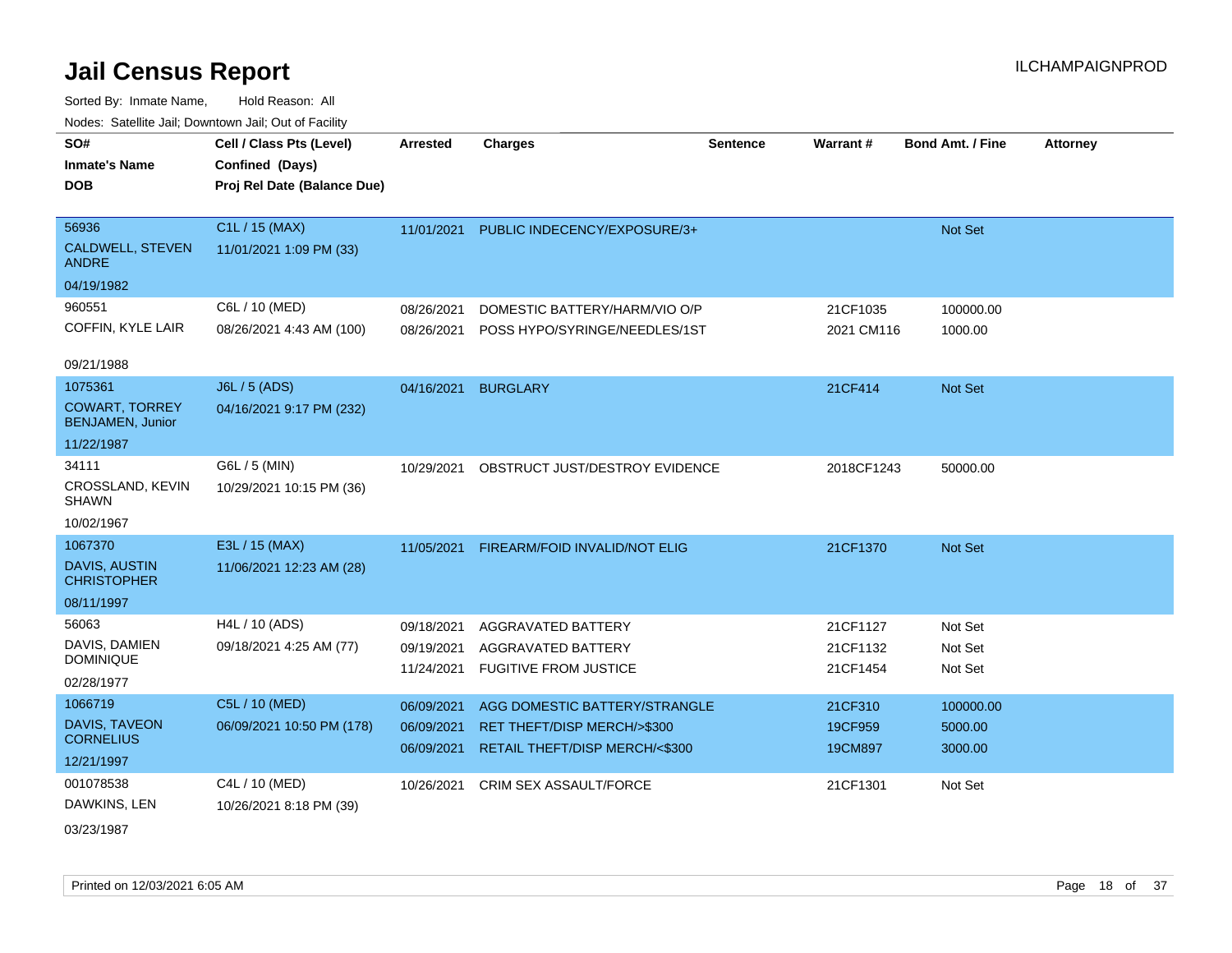# Jail Census Report

ILCHAMPAIGNPROD

Sorted By: Inmate Name, Hold Reason: All

Nodes: Satellite Jail; Downtown Jail; Out of Facility

| SO# / Inmate's Name / DOB | Cell / Class Pts (Level) / Confined (Days) / Proj Rel Date (Balance Due) | Arrested | Charges | Sentence | Warrant # | Bond Amt. / Fine | Attorney |
|---|---|---|---|---|---|---|---|
| 56936<br>CALDWELL, STEVEN ANDRE<br>04/19/1982 | C1L / 15 (MAX)<br>11/01/2021 1:09 PM (33) | 11/01/2021 | PUBLIC INDECENCY/EXPOSURE/3+ | | | Not Set | |
| 960551<br>COFFIN, KYLE LAIR<br>09/21/1988 | C6L / 10 (MED)<br>08/26/2021 4:43 AM (100) | 08/26/2021<br>08/26/2021 | DOMESTIC BATTERY/HARM/VIO O/P<br>POSS HYPO/SYRINGE/NEEDLES/1ST | | 21CF1035<br>2021 CM116 | 100000.00<br>1000.00 | |
| 1075361<br>COWART, TORREY BENJAMEN, Junior<br>11/22/1987 | J6L / 5 (ADS)<br>04/16/2021 9:17 PM (232) | 04/16/2021 | BURGLARY | | 21CF414 | Not Set | |
| 34111<br>CROSSLAND, KEVIN SHAWN<br>10/02/1967 | G6L / 5 (MIN)<br>10/29/2021 10:15 PM (36) | 10/29/2021 | OBSTRUCT JUST/DESTROY EVIDENCE | | 2018CF1243 | 50000.00 | |
| 1067370<br>DAVIS, AUSTIN CHRISTOPHER<br>08/11/1997 | E3L / 15 (MAX)<br>11/06/2021 12:23 AM (28) | 11/05/2021 | FIREARM/FOID INVALID/NOT ELIG | | 21CF1370 | Not Set | |
| 56063<br>DAVIS, DAMIEN DOMINIQUE<br>02/28/1977 | H4L / 10 (ADS)<br>09/18/2021 4:25 AM (77) | 09/18/2021<br>09/19/2021<br>11/24/2021 | AGGRAVATED BATTERY<br>AGGRAVATED BATTERY<br>FUGITIVE FROM JUSTICE | | 21CF1127<br>21CF1132<br>21CF1454 | Not Set<br>Not Set<br>Not Set | |
| 1066719<br>DAVIS, TAVEON CORNELIUS<br>12/21/1997 | C5L / 10 (MED)<br>06/09/2021 10:50 PM (178) | 06/09/2021<br>06/09/2021<br>06/09/2021 | AGG DOMESTIC BATTERY/STRANGLE<br>RET THEFT/DISP MERCH/>$300<br>RETAIL THEFT/DISP MERCH/<$300 | | 21CF310<br>19CF959<br>19CM897 | 100000.00<br>5000.00<br>3000.00 | |
| 001078538<br>DAWKINS, LEN<br>03/23/1987 | C4L / 10 (MED)<br>10/26/2021 8:18 PM (39) | 10/26/2021 | CRIM SEX ASSAULT/FORCE | | 21CF1301 | Not Set | |

Printed on 12/03/2021 6:05 AM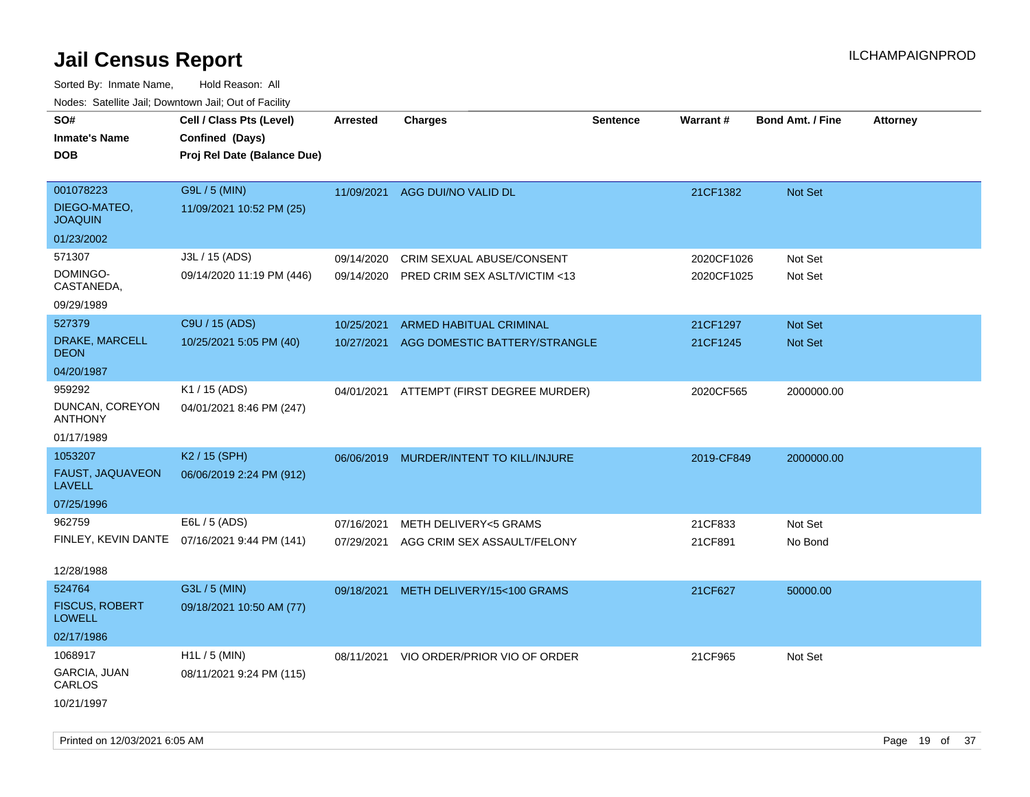# Jail Census Report

ILCHAMPAIGNPROD

Sorted By: Inmate Name, Hold Reason: All

Nodes: Satellite Jail; Downtown Jail; Out of Facility

| SO# / Inmate's Name / DOB | Cell / Class Pts (Level) / Confined (Days) / Proj Rel Date (Balance Due) | Arrested | Charges | Sentence | Warrant # | Bond Amt. / Fine | Attorney |
|---|---|---|---|---|---|---|---|
| 001078223 DIEGO-MATEO, JOAQUIN 01/23/2002 | G9L / 5 (MIN) 11/09/2021 10:52 PM (25) | 11/09/2021 | AGG DUI/NO VALID DL | | 21CF1382 | Not Set | |
| 571307 DOMINGO-CASTANEDA, 09/29/1989 | J3L / 15 (ADS) 09/14/2020 11:19 PM (446) | 09/14/2020 | CRIM SEXUAL ABUSE/CONSENT | | 2020CF1026 | Not Set | |
| | | 09/14/2020 | PRED CRIM SEX ASLT/VICTIM <13 | | 2020CF1025 | Not Set | |
| 527379 DRAKE, MARCELL DEON 04/20/1987 | C9U / 15 (ADS) 10/25/2021 5:05 PM (40) | 10/25/2021 | ARMED HABITUAL CRIMINAL | | 21CF1297 | Not Set | |
| | | 10/27/2021 | AGG DOMESTIC BATTERY/STRANGLE | | 21CF1245 | Not Set | |
| 959292 DUNCAN, COREYON ANTHONY 01/17/1989 | K1 / 15 (ADS) 04/01/2021 8:46 PM (247) | 04/01/2021 | ATTEMPT (FIRST DEGREE MURDER) | | 2020CF565 | 2000000.00 | |
| 1053207 FAUST, JAQUAVEON LAVELL 07/25/1996 | K2 / 15 (SPH) 06/06/2019 2:24 PM (912) | 06/06/2019 | MURDER/INTENT TO KILL/INJURE | | 2019-CF849 | 2000000.00 | |
| 962759 FINLEY, KEVIN DANTE 12/28/1988 | E6L / 5 (ADS) 07/16/2021 9:44 PM (141) | 07/16/2021 | METH DELIVERY<5 GRAMS | | 21CF833 | Not Set | |
| | | 07/29/2021 | AGG CRIM SEX ASSAULT/FELONY | | 21CF891 | No Bond | |
| 524764 FISCUS, ROBERT LOWELL 02/17/1986 | G3L / 5 (MIN) 09/18/2021 10:50 AM (77) | 09/18/2021 | METH DELIVERY/15<100 GRAMS | | 21CF627 | 50000.00 | |
| 1068917 GARCIA, JUAN CARLOS 10/21/1997 | H1L / 5 (MIN) 08/11/2021 9:24 PM (115) | 08/11/2021 | VIO ORDER/PRIOR VIO OF ORDER | | 21CF965 | Not Set | |

Printed on 12/03/2021 6:05 AM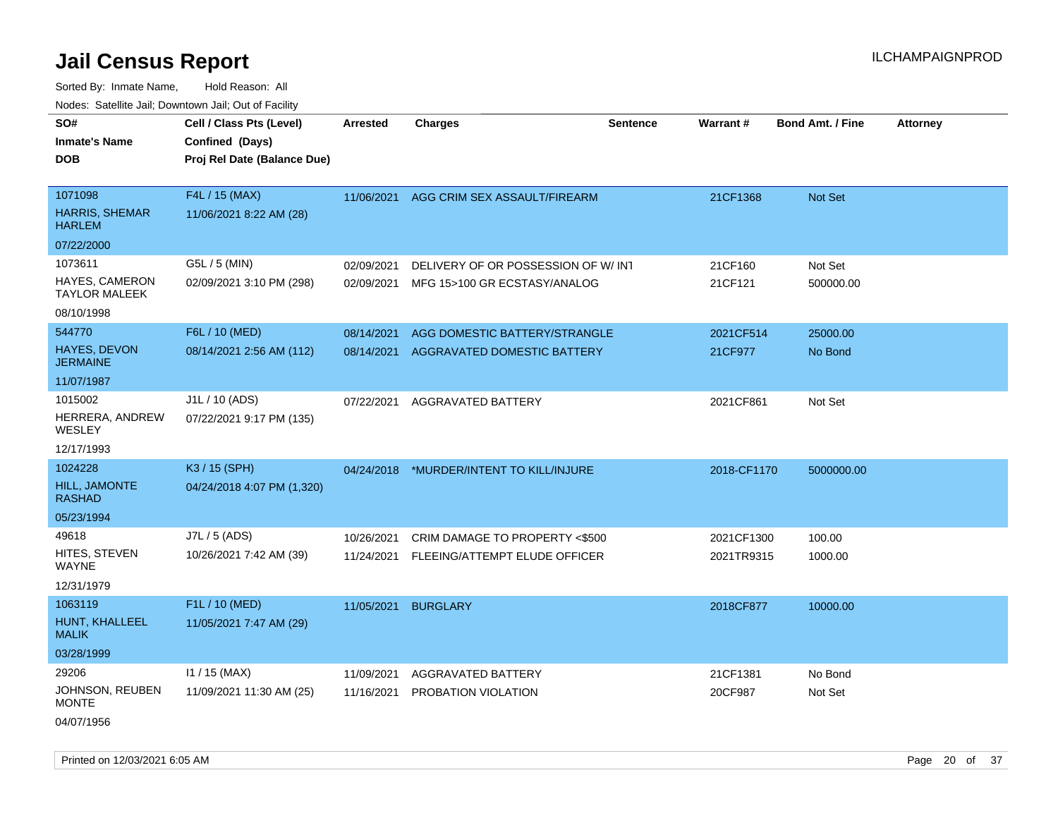# Jail Census Report

ILCHAMPAIGNPROD

Sorted By: Inmate Name, Hold Reason: All

Nodes: Satellite Jail; Downtown Jail; Out of Facility

| SO# / Inmate's Name / DOB | Cell / Class Pts (Level) / Confined (Days) / Proj Rel Date (Balance Due) | Arrested | Charges | Sentence | Warrant # | Bond Amt. / Fine | Attorney |
|---|---|---|---|---|---|---|---|
| 1071098<br>HARRIS, SHEMAR HARLEM<br>07/22/2000 | F4L / 15 (MAX)<br>11/06/2021 8:22 AM (28) | 11/06/2021 | AGG CRIM SEX ASSAULT/FIREARM | | 21CF1368 | Not Set | |
| 1073611<br>HAYES, CAMERON TAYLOR MALEEK<br>08/10/1998 | G5L / 5 (MIN)<br>02/09/2021 3:10 PM (298) | 02/09/2021 | DELIVERY OF OR POSSESSION OF W/ INT | | 21CF160 | Not Set | |
| | | 02/09/2021 | MFG 15>100 GR ECSTASY/ANALOG | | 21CF121 | 500000.00 | |
| 544770<br>HAYES, DEVON JERMAINE<br>11/07/1987 | F6L / 10 (MED)<br>08/14/2021 2:56 AM (112) | 08/14/2021 | AGG DOMESTIC BATTERY/STRANGLE | | 2021CF514 | 25000.00 | |
| | | 08/14/2021 | AGGRAVATED DOMESTIC BATTERY | | 21CF977 | No Bond | |
| 1015002<br>HERRERA, ANDREW WESLEY<br>12/17/1993 | J1L / 10 (ADS)<br>07/22/2021 9:17 PM (135) | 07/22/2021 | AGGRAVATED BATTERY | | 2021CF861 | Not Set | |
| 1024228<br>HILL, JAMONTE RASHAD<br>05/23/1994 | K3 / 15 (SPH)<br>04/24/2018 4:07 PM (1,320) | 04/24/2018 | *MURDER/INTENT TO KILL/INJURE | | 2018-CF1170 | 5000000.00 | |
| 49618<br>HITES, STEVEN WAYNE<br>12/31/1979 | J7L / 5 (ADS)<br>10/26/2021 7:42 AM (39) | 10/26/2021 | CRIM DAMAGE TO PROPERTY <$500 | | 2021CF1300 | 100.00 | |
| | | 11/24/2021 | FLEEING/ATTEMPT ELUDE OFFICER | | 2021TR9315 | 1000.00 | |
| 1063119<br>HUNT, KHALLEEL MALIK<br>03/28/1999 | F1L / 10 (MED)<br>11/05/2021 7:47 AM (29) | 11/05/2021 | BURGLARY | | 2018CF877 | 10000.00 | |
| 29206<br>JOHNSON, REUBEN MONTE<br>04/07/1956 | I1 / 15 (MAX)<br>11/09/2021 11:30 AM (25) | 11/09/2021 | AGGRAVATED BATTERY | | 21CF1381 | No Bond | |
| | | 11/16/2021 | PROBATION VIOLATION | | 20CF987 | Not Set | |

Printed on 12/03/2021 6:05 AM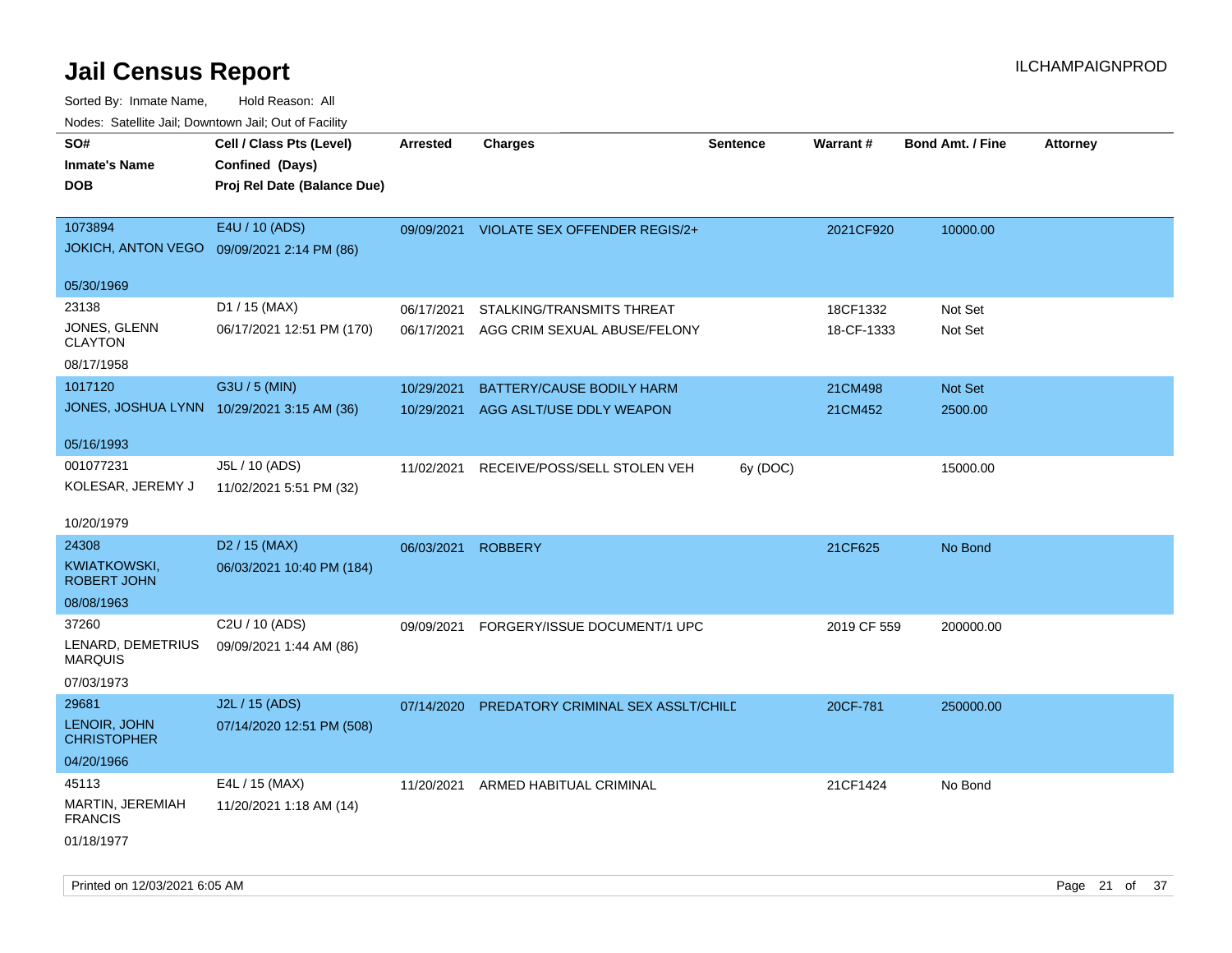# Jail Census Report

ILCHAMPAIGNPROD

Sorted By: Inmate Name, Hold Reason: All

Nodes: Satellite Jail; Downtown Jail; Out of Facility

| SO# / Inmate's Name / DOB | Cell / Class Pts (Level) / Confined (Days) / Proj Rel Date (Balance Due) | Arrested | Charges | Sentence | Warrant # | Bond Amt. / Fine | Attorney |
|---|---|---|---|---|---|---|---|
| 1073894<br>JOKICH, ANTON VEGO<br>05/30/1969 | E4U / 10 (ADS)<br>09/09/2021 2:14 PM (86) | 09/09/2021 | VIOLATE SEX OFFENDER REGIS/2+ | | 2021CF920 | 10000.00 | |
| 23138<br>JONES, GLENN CLAYTON<br>08/17/1958 | D1 / 15 (MAX)<br>06/17/2021 12:51 PM (170) | 06/17/2021<br>06/17/2021 | STALKING/TRANSMITS THREAT<br>AGG CRIM SEXUAL ABUSE/FELONY | | 18CF1332<br>18-CF-1333 | Not Set<br>Not Set | |
| 1017120<br>JONES, JOSHUA LYNN<br>05/16/1993 | G3U / 5 (MIN)<br>10/29/2021 3:15 AM (36) | 10/29/2021<br>10/29/2021 | BATTERY/CAUSE BODILY HARM<br>AGG ASLT/USE DDLY WEAPON | | 21CM498<br>21CM452 | Not Set<br>2500.00 | |
| 001077231<br>KOLESAR, JEREMY J<br>10/20/1979 | J5L / 10 (ADS)<br>11/02/2021 5:51 PM (32) | 11/02/2021 | RECEIVE/POSS/SELL STOLEN VEH | 6y (DOC) | | 15000.00 | |
| 24308<br>KWIATKOWSKI, ROBERT JOHN<br>08/08/1963 | D2 / 15 (MAX)<br>06/03/2021 10:40 PM (184) | 06/03/2021 | ROBBERY | | 21CF625 | No Bond | |
| 37260<br>LENARD, DEMETRIUS MARQUIS<br>07/03/1973 | C2U / 10 (ADS)<br>09/09/2021 1:44 AM (86) | 09/09/2021 | FORGERY/ISSUE DOCUMENT/1 UPC | | 2019 CF 559 | 200000.00 | |
| 29681<br>LENOIR, JOHN CHRISTOPHER<br>04/20/1966 | J2L / 15 (ADS)<br>07/14/2020 12:51 PM (508) | 07/14/2020 | PREDATORY CRIMINAL SEX ASSLT/CHILD | | 20CF-781 | 250000.00 | |
| 45113<br>MARTIN, JEREMIAH FRANCIS<br>01/18/1977 | E4L / 15 (MAX)<br>11/20/2021 1:18 AM (14) | 11/20/2021 | ARMED HABITUAL CRIMINAL | | 21CF1424 | No Bond | |

Printed on 12/03/2021 6:05 AM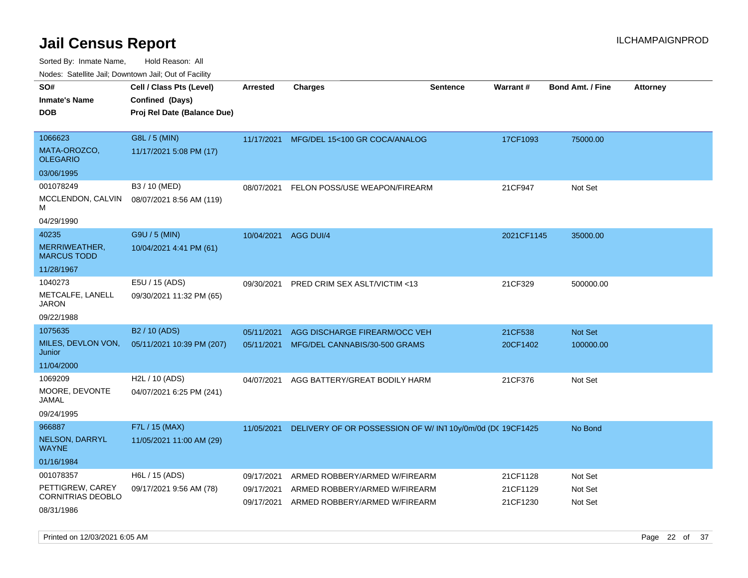# Jail Census Report

Sorted By: Inmate Name, Hold Reason: All

Nodes: Satellite Jail; Downtown Jail; Out of Facility

| SO# / Inmate's Name / DOB | Cell / Class Pts (Level) / Confined (Days) / Proj Rel Date (Balance Due) | Arrested | Charges | Sentence | Warrant # | Bond Amt. / Fine | Attorney |
|---|---|---|---|---|---|---|---|
| 1066623<br>MATA-OROZCO, OLEGARIO<br>03/06/1995 | G8L / 5 (MIN)<br>11/17/2021 5:08 PM (17) | 11/17/2021 | MFG/DEL 15<100 GR COCA/ANALOG | | 17CF1093 | 75000.00 | |
| 001078249<br>MCCLENDON, CALVIN M<br>04/29/1990 | B3 / 10 (MED)<br>08/07/2021 8:56 AM (119) | 08/07/2021 | FELON POSS/USE WEAPON/FIREARM | | 21CF947 | Not Set | |
| 40235<br>MERRIWEATHER, MARCUS TODD<br>11/28/1967 | G9U / 5 (MIN)<br>10/04/2021 4:41 PM (61) | 10/04/2021 | AGG DUI/4 | | 2021CF1145 | 35000.00 | |
| 1040273<br>METCALFE, LANELL JARON<br>09/22/1988 | E5U / 15 (ADS)<br>09/30/2021 11:32 PM (65) | 09/30/2021 | PRED CRIM SEX ASLT/VICTIM <13 | | 21CF329 | 500000.00 | |
| 1075635<br>MILES, DEVLON VON, Junior<br>11/04/2000 | B2 / 10 (ADS)<br>05/11/2021 10:39 PM (207) | 05/11/2021 | AGG DISCHARGE FIREARM/OCC VEH | | 21CF538 | Not Set | |
| | | 05/11/2021 | MFG/DEL CANNABIS/30-500 GRAMS | | 20CF1402 | 100000.00 | |
| 1069209<br>MOORE, DEVONTE JAMAL<br>09/24/1995 | H2L / 10 (ADS)<br>04/07/2021 6:25 PM (241) | 04/07/2021 | AGG BATTERY/GREAT BODILY HARM | | 21CF376 | Not Set | |
| 966887<br>NELSON, DARRYL WAYNE<br>01/16/1984 | F7L / 15 (MAX)<br>11/05/2021 11:00 AM (29) | 11/05/2021 | DELIVERY OF OR POSSESSION OF W/ INT | 10y/0m/0d (DC | 19CF1425 | No Bond | |
| 001078357<br>PETTIGREW, CAREY CORNITRIAS DEOBLO<br>08/31/1986 | H6L / 15 (ADS)<br>09/17/2021 9:56 AM (78) | 09/17/2021 | ARMED ROBBERY/ARMED W/FIREARM | | 21CF1128 | Not Set | |
| | | 09/17/2021 | ARMED ROBBERY/ARMED W/FIREARM | | 21CF1129 | Not Set | |
| | | 09/17/2021 | ARMED ROBBERY/ARMED W/FIREARM | | 21CF1230 | Not Set | |

Printed on 12/03/2021 6:05 AM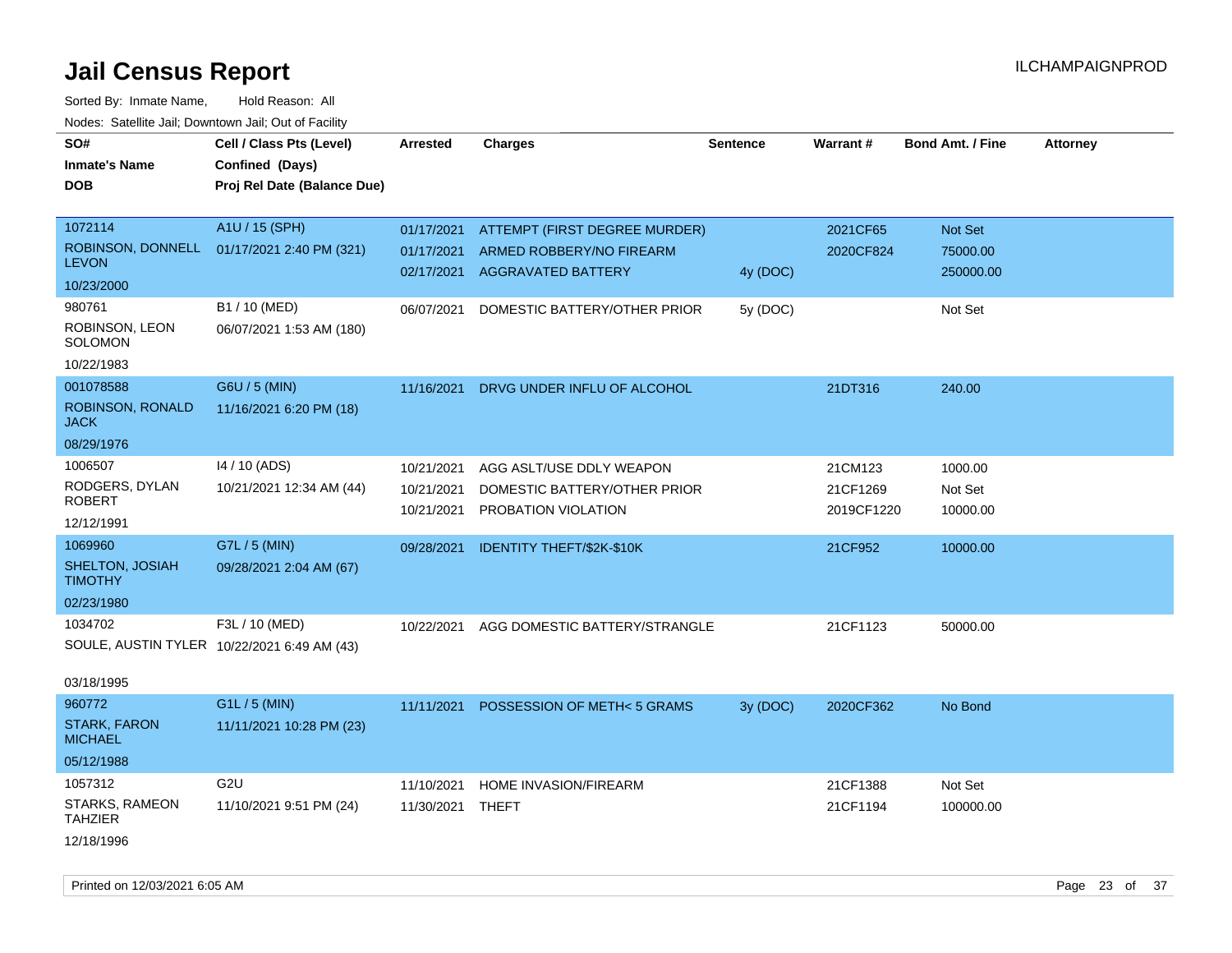# Jail Census Report

ILCHAMPAIGNPROD

Sorted By: Inmate Name, Hold Reason: All

Nodes: Satellite Jail; Downtown Jail; Out of Facility

| SO# / Inmate's Name / DOB | Cell / Class Pts (Level) / Confined (Days) / Proj Rel Date (Balance Due) | Arrested | Charges | Sentence | Warrant # | Bond Amt. / Fine | Attorney |
|---|---|---|---|---|---|---|---|
| 1072114<br>ROBINSON, DONNELL LEVON<br>10/23/2000 | A1U / 15 (SPH)<br>01/17/2021 2:40 PM (321) | 01/17/2021<br>01/17/2021<br>02/17/2021 | ATTEMPT (FIRST DEGREE MURDER)<br>ARMED ROBBERY/NO FIREARM<br>AGGRAVATED BATTERY | <br><br>4y (DOC) | 2021CF65<br>2020CF824 | Not Set<br>75000.00<br>250000.00 | |
| 980761<br>ROBINSON, LEON SOLOMON<br>10/22/1983 | B1 / 10 (MED)<br>06/07/2021 1:53 AM (180) | 06/07/2021 | DOMESTIC BATTERY/OTHER PRIOR | 5y (DOC) | | Not Set | |
| 001078588<br>ROBINSON, RONALD JACK<br>08/29/1976 | G6U / 5 (MIN)<br>11/16/2021 6:20 PM (18) | 11/16/2021 | DRVG UNDER INFLU OF ALCOHOL | | 21DT316 | 240.00 | |
| 1006507<br>RODGERS, DYLAN ROBERT<br>12/12/1991 | I4 / 10 (ADS)<br>10/21/2021 12:34 AM (44) | 10/21/2021<br>10/21/2021<br>10/21/2021 | AGG ASLT/USE DDLY WEAPON<br>DOMESTIC BATTERY/OTHER PRIOR<br>PROBATION VIOLATION | | 21CM123<br>21CF1269<br>2019CF1220 | 1000.00<br>Not Set<br>10000.00 | |
| 1069960<br>SHELTON, JOSIAH TIMOTHY<br>02/23/1980 | G7L / 5 (MIN)<br>09/28/2021 2:04 AM (67) | 09/28/2021 | IDENTITY THEFT/$2K-$10K | | 21CF952 | 10000.00 | |
| 1034702<br>SOULE, AUSTIN TYLER<br>03/18/1995 | F3L / 10 (MED)<br>10/22/2021 6:49 AM (43) | 10/22/2021 | AGG DOMESTIC BATTERY/STRANGLE | | 21CF1123 | 50000.00 | |
| 960772<br>STARK, FARON MICHAEL<br>05/12/1988 | G1L / 5 (MIN)<br>11/11/2021 10:28 PM (23) | 11/11/2021 | POSSESSION OF METH< 5 GRAMS | 3y (DOC) | 2020CF362 | No Bond | |
| 1057312<br>STARKS, RAMEON TAHZIER<br>12/18/1996 | G2U<br>11/10/2021 9:51 PM (24) | 11/10/2021<br>11/30/2021 | HOME INVASION/FIREARM<br>THEFT | | 21CF1388<br>21CF1194 | Not Set<br>100000.00 | |

Printed on 12/03/2021 6:05 AM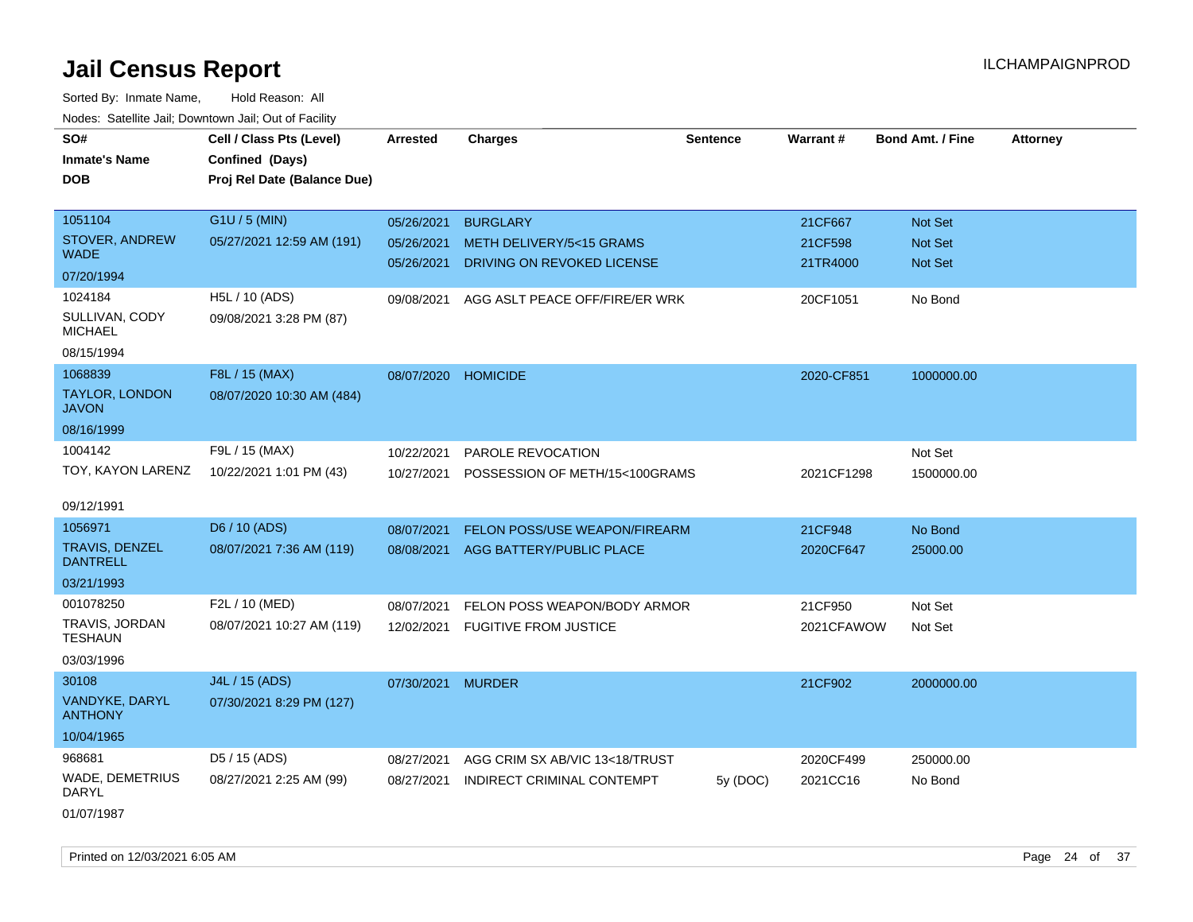# Jail Census Report

ILCHAMPAIGNPROD

Sorted By: Inmate Name, Hold Reason: All

Nodes: Satellite Jail; Downtown Jail; Out of Facility

| SO# / Inmate's Name / DOB | Cell / Class Pts (Level) / Confined (Days) / Proj Rel Date (Balance Due) | Arrested | Charges | Sentence | Warrant # | Bond Amt. / Fine | Attorney |
|---|---|---|---|---|---|---|---|
| 1051104 STOVER, ANDREW WADE 07/20/1994 | G1U / 5 (MIN) 05/27/2021 12:59 AM (191) | 05/26/2021 | BURGLARY | | 21CF667 | Not Set | |
| | | 05/26/2021 | METH DELIVERY/5<15 GRAMS | | 21CF598 | Not Set | |
| | | 05/26/2021 | DRIVING ON REVOKED LICENSE | | 21TR4000 | Not Set | |
| 1024184 SULLIVAN, CODY MICHAEL 08/15/1994 | H5L / 10 (ADS) 09/08/2021 3:28 PM (87) | 09/08/2021 | AGG ASLT PEACE OFF/FIRE/ER WRK | | 20CF1051 | No Bond | |
| 1068839 TAYLOR, LONDON JAVON 08/16/1999 | F8L / 15 (MAX) 08/07/2020 10:30 AM (484) | 08/07/2020 | HOMICIDE | | 2020-CF851 | 1000000.00 | |
| 1004142 TOY, KAYON LARENZ 09/12/1991 | F9L / 15 (MAX) 10/22/2021 1:01 PM (43) | 10/22/2021 | PAROLE REVOCATION | | | Not Set | |
| | | 10/27/2021 | POSSESSION OF METH/15<100GRAMS | | 2021CF1298 | 1500000.00 | |
| 1056971 TRAVIS, DENZEL DANTRELL 03/21/1993 | D6 / 10 (ADS) 08/07/2021 7:36 AM (119) | 08/07/2021 | FELON POSS/USE WEAPON/FIREARM | | 21CF948 | No Bond | |
| | | 08/08/2021 | AGG BATTERY/PUBLIC PLACE | | 2020CF647 | 25000.00 | |
| 001078250 TRAVIS, JORDAN TESHAUN 03/03/1996 | F2L / 10 (MED) 08/07/2021 10:27 AM (119) | 08/07/2021 | FELON POSS WEAPON/BODY ARMOR | | 21CF950 | Not Set | |
| | | 12/02/2021 | FUGITIVE FROM JUSTICE | | 2021CFAWOW | Not Set | |
| 30108 VANDYKE, DARYL ANTHONY 10/04/1965 | J4L / 15 (ADS) 07/30/2021 8:29 PM (127) | 07/30/2021 | MURDER | | 21CF902 | 2000000.00 | |
| 968681 WADE, DEMETRIUS DARYL 01/07/1987 | D5 / 15 (ADS) 08/27/2021 2:25 AM (99) | 08/27/2021 | AGG CRIM SX AB/VIC 13<18/TRUST | | 2020CF499 | 250000.00 | |
| | | 08/27/2021 | INDIRECT CRIMINAL CONTEMPT | 5y (DOC) | 2021CC16 | No Bond | |

Printed on 12/03/2021 6:05 AM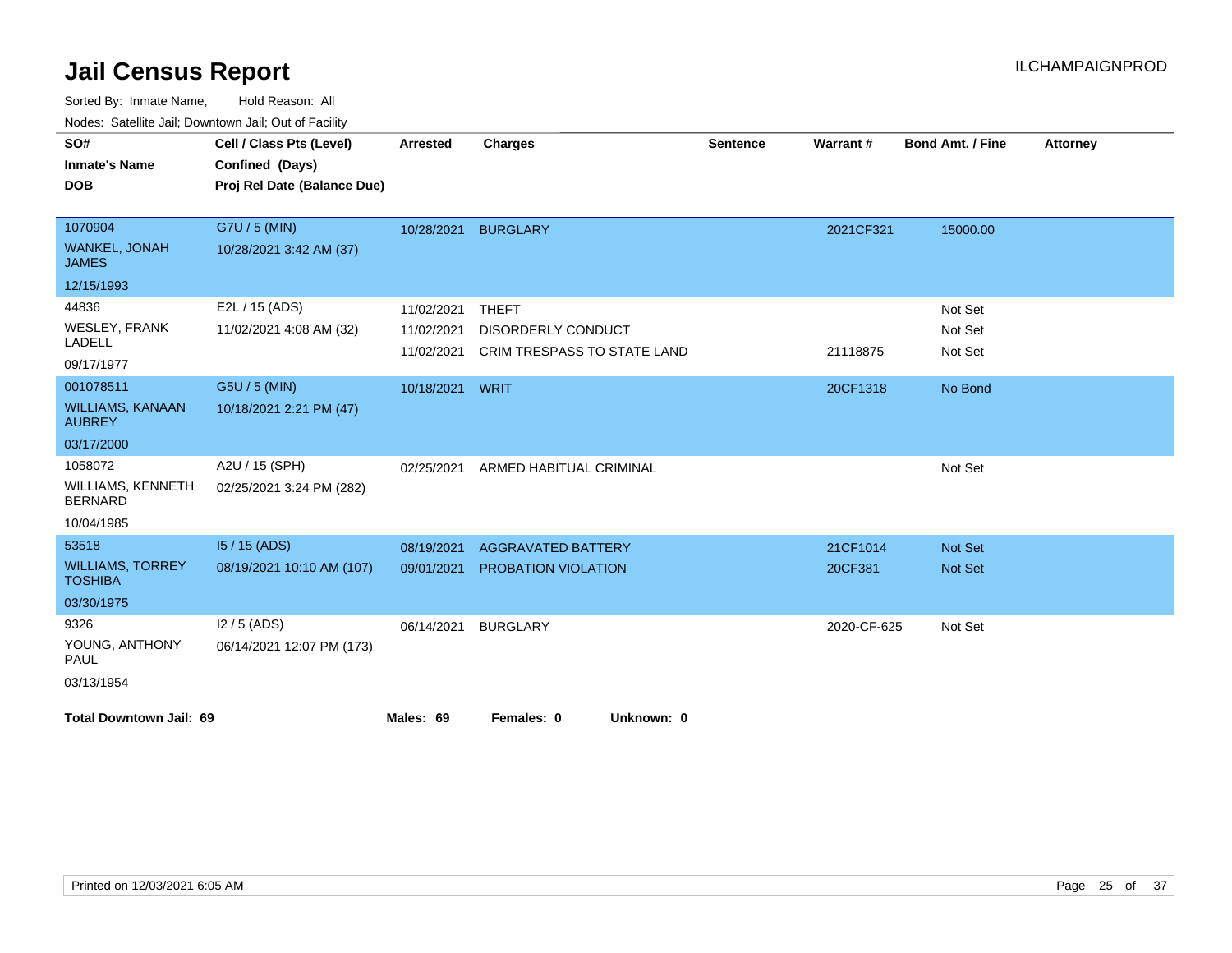# Jail Census Report

ILCHAMPAIGNPROD

Sorted By: Inmate Name, Hold Reason: All

Nodes: Satellite Jail; Downtown Jail; Out of Facility

| SO# / Inmate's Name / DOB | Cell / Class Pts (Level) / Confined (Days) / Proj Rel Date (Balance Due) | Arrested | Charges | Sentence | Warrant # | Bond Amt. / Fine | Attorney |
|---|---|---|---|---|---|---|---|
| 1070904<br>WANKEL, JONAH JAMES<br>12/15/1993 | G7U / 5 (MIN)<br>10/28/2021 3:42 AM (37) | 10/28/2021 | BURGLARY | | 2021CF321 | 15000.00 | |
| 44836<br>WESLEY, FRANK LADELL<br>09/17/1977 | E2L / 15 (ADS)<br>11/02/2021 4:08 AM (32) | 11/02/2021 | THEFT | | | Not Set | |
| | | 11/02/2021 | DISORDERLY CONDUCT | | | Not Set | |
| | | 11/02/2021 | CRIM TRESPASS TO STATE LAND | | 21118875 | Not Set | |
| 001078511<br>WILLIAMS, KANAAN AUBREY<br>03/17/2000 | G5U / 5 (MIN)<br>10/18/2021 2:21 PM (47) | 10/18/2021 | WRIT | | 20CF1318 | No Bond | |
| 1058072<br>WILLIAMS, KENNETH BERNARD<br>10/04/1985 | A2U / 15 (SPH)<br>02/25/2021 3:24 PM (282) | 02/25/2021 | ARMED HABITUAL CRIMINAL | | | Not Set | |
| 53518<br>WILLIAMS, TORREY TOSHIBA<br>03/30/1975 | I5 / 15 (ADS)<br>08/19/2021 10:10 AM (107) | 08/19/2021 | AGGRAVATED BATTERY | | 21CF1014 | Not Set | |
| | | 09/01/2021 | PROBATION VIOLATION | | 20CF381 | Not Set | |
| 9326<br>YOUNG, ANTHONY PAUL<br>03/13/1954 | I2 / 5 (ADS)<br>06/14/2021 12:07 PM (173) | 06/14/2021 | BURGLARY | | 2020-CF-625 | Not Set | |

**Total Downtown Jail: 69** **Males: 69** **Females: 0** **Unknown: 0**

Printed on 12/03/2021 6:05 AM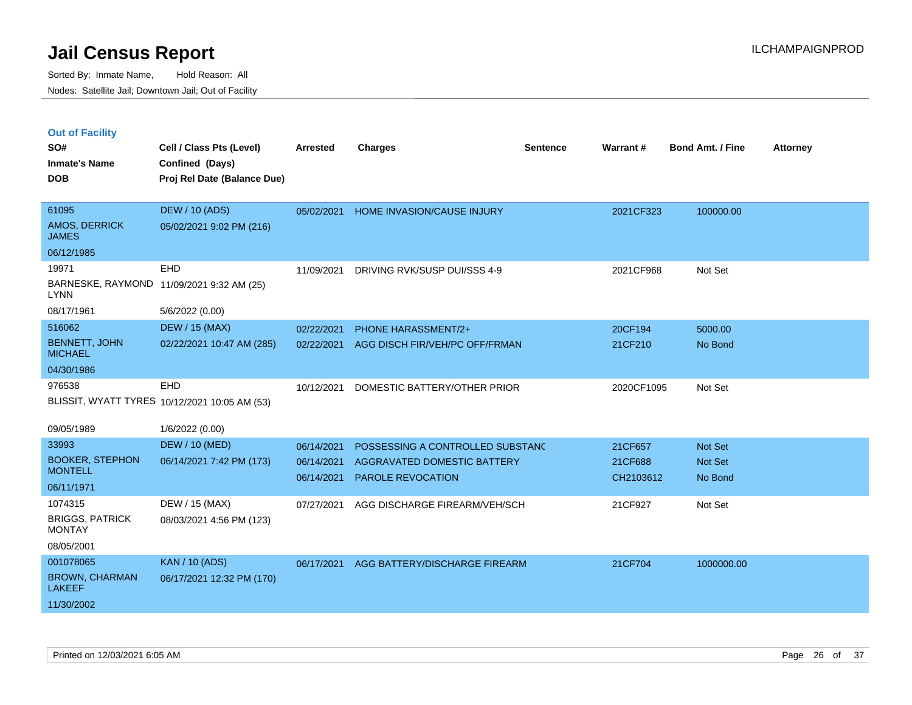# Jail Census Report

ILCHAMPAIGNPROD

Sorted By: Inmate Name, Hold Reason: All
Nodes: Satellite Jail; Downtown Jail; Out of Facility

## Out of Facility

| SO# / Inmate's Name / DOB | Cell / Class Pts (Level) / Confined (Days) / Proj Rel Date (Balance Due) | Arrested | Charges | Sentence | Warrant # | Bond Amt. / Fine | Attorney |
|---|---|---|---|---|---|---|---|
| 61095<br>AMOS, DERRICK JAMES<br>06/12/1985 | DEW / 10 (ADS)<br>05/02/2021 9:02 PM (216) | 05/02/2021 | HOME INVASION/CAUSE INJURY | | 2021CF323 | 100000.00 | |
| 19971<br>BARNESKE, RAYMOND LYNN<br>08/17/1961 | EHD<br>11/09/2021 9:32 AM (25)<br>5/6/2022 (0.00) | 11/09/2021 | DRIVING RVK/SUSP DUI/SSS 4-9 | | 2021CF968 | Not Set | |
| 516062<br>BENNETT, JOHN MICHAEL<br>04/30/1986 | DEW / 15 (MAX)<br>02/22/2021 10:47 AM (285) | 02/22/2021<br>02/22/2021 | PHONE HARASSMENT/2+<br>AGG DISCH FIR/VEH/PC OFF/FRMAN | | 20CF194<br>21CF210 | 5000.00<br>No Bond | |
| 976538<br>BLISSIT, WYATT TYRES<br>09/05/1989 | EHD<br>10/12/2021 10:05 AM (53)<br>1/6/2022 (0.00) | 10/12/2021 | DOMESTIC BATTERY/OTHER PRIOR | | 2020CF1095 | Not Set | |
| 33993<br>BOOKER, STEPHON MONTELL<br>06/11/1971 | DEW / 10 (MED)<br>06/14/2021 7:42 PM (173) | 06/14/2021<br>06/14/2021<br>06/14/2021 | POSSESSING A CONTROLLED SUBSTANC<br>AGGRAVATED DOMESTIC BATTERY<br>PAROLE REVOCATION | | 21CF657<br>21CF688<br>CH2103612 | Not Set<br>Not Set<br>No Bond | |
| 1074315<br>BRIGGS, PATRICK MONTAY<br>08/05/2001 | DEW / 15 (MAX)<br>08/03/2021 4:56 PM (123) | 07/27/2021 | AGG DISCHARGE FIREARM/VEH/SCH | | 21CF927 | Not Set | |
| 001078065<br>BROWN, CHARMAN LAKEEF<br>11/30/2002 | KAN / 10 (ADS)<br>06/17/2021 12:32 PM (170) | 06/17/2021 | AGG BATTERY/DISCHARGE FIREARM | | 21CF704 | 1000000.00 | |

Printed on 12/03/2021 6:05 AM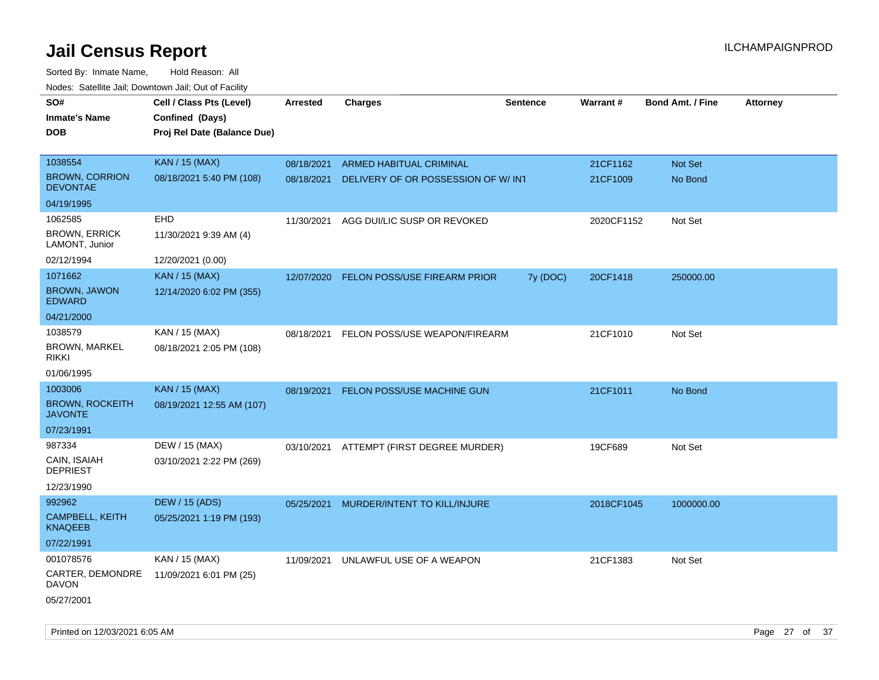# Jail Census Report

ILCHAMPAIGNPROD

Sorted By: Inmate Name, Hold Reason: All

Nodes: Satellite Jail; Downtown Jail; Out of Facility

| SO# / Inmate's Name / DOB | Cell / Class Pts (Level) / Confined (Days) / Proj Rel Date (Balance Due) | Arrested | Charges | Sentence | Warrant # | Bond Amt. / Fine | Attorney |
|---|---|---|---|---|---|---|---|
| 1038554<br>BROWN, CORRION DEVONTAE<br>04/19/1995 | KAN / 15 (MAX)<br>08/18/2021 5:40 PM (108) | 08/18/2021<br>08/18/2021 | ARMED HABITUAL CRIMINAL<br>DELIVERY OF OR POSSESSION OF W/ INT | | 21CF1162<br>21CF1009 | Not Set<br>No Bond | |
| 1062585<br>BROWN, ERRICK LAMONT, Junior<br>02/12/1994 | EHD<br>11/30/2021 9:39 AM (4)<br>12/20/2021 (0.00) | 11/30/2021 | AGG DUI/LIC SUSP OR REVOKED | | 2020CF1152 | Not Set | |
| 1071662<br>BROWN, JAWON EDWARD<br>04/21/2000 | KAN / 15 (MAX)<br>12/14/2020 6:02 PM (355) | 12/07/2020 | FELON POSS/USE FIREARM PRIOR | 7y (DOC) | 20CF1418 | 250000.00 | |
| 1038579<br>BROWN, MARKEL RIKKI<br>01/06/1995 | KAN / 15 (MAX)<br>08/18/2021 2:05 PM (108) | 08/18/2021 | FELON POSS/USE WEAPON/FIREARM | | 21CF1010 | Not Set | |
| 1003006<br>BROWN, ROCKEITH JAVONTE<br>07/23/1991 | KAN / 15 (MAX)<br>08/19/2021 12:55 AM (107) | 08/19/2021 | FELON POSS/USE MACHINE GUN | | 21CF1011 | No Bond | |
| 987334<br>CAIN, ISAIAH DEPRIEST<br>12/23/1990 | DEW / 15 (MAX)<br>03/10/2021 2:22 PM (269) | 03/10/2021 | ATTEMPT (FIRST DEGREE MURDER) | | 19CF689 | Not Set | |
| 992962<br>CAMPBELL, KEITH KNAQEEB<br>07/22/1991 | DEW / 15 (ADS)<br>05/25/2021 1:19 PM (193) | 05/25/2021 | MURDER/INTENT TO KILL/INJURE | | 2018CF1045 | 1000000.00 | |
| 001078576<br>CARTER, DEMONDRE DAVON<br>05/27/2001 | KAN / 15 (MAX)<br>11/09/2021 6:01 PM (25) | 11/09/2021 | UNLAWFUL USE OF A WEAPON | | 21CF1383 | Not Set | |

Printed on 12/03/2021 6:05 AM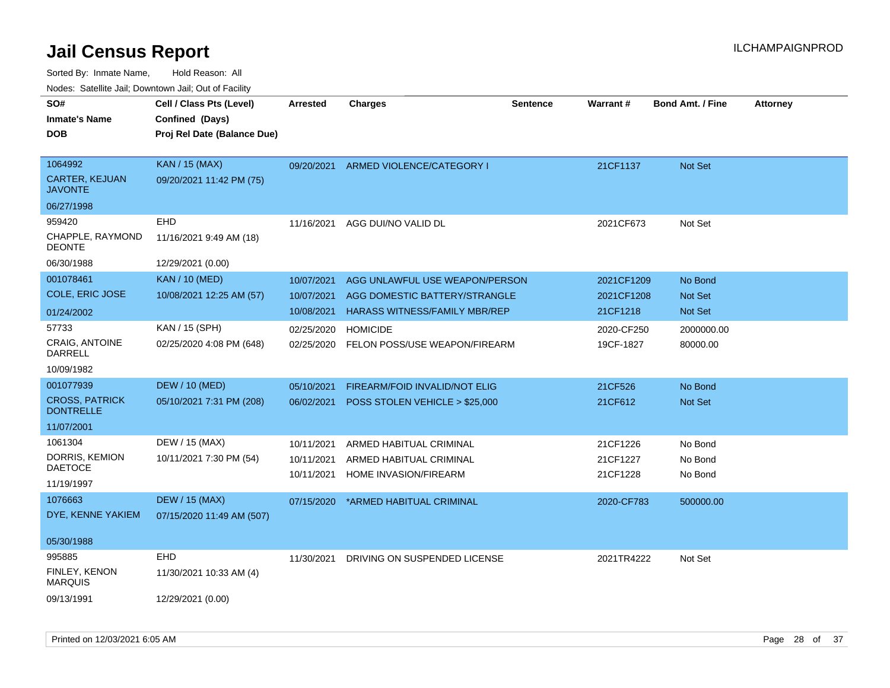# Jail Census Report

Sorted By: Inmate Name, Hold Reason: All

Nodes: Satellite Jail; Downtown Jail; Out of Facility

| SO# / Inmate's Name / DOB | Cell / Class Pts (Level) / Confined (Days) / Proj Rel Date (Balance Due) | Arrested | Charges | Sentence | Warrant # | Bond Amt. / Fine | Attorney |
|---|---|---|---|---|---|---|---|
| 1064992 CARTER, KEJUAN JAVONTE 06/27/1998 | KAN / 15 (MAX) 09/20/2021 11:42 PM (75) | 09/20/2021 | ARMED VIOLENCE/CATEGORY I | | 21CF1137 | Not Set | |
| 959420 CHAPPLE, RAYMOND DEONTE 06/30/1988 | EHD 11/16/2021 9:49 AM (18) 12/29/2021 (0.00) | 11/16/2021 | AGG DUI/NO VALID DL | | 2021CF673 | Not Set | |
| 001078461 COLE, ERIC JOSE 01/24/2002 | KAN / 10 (MED) 10/08/2021 12:25 AM (57) | 10/07/2021 | AGG UNLAWFUL USE WEAPON/PERSON | | 2021CF1209 | No Bond | |
| | | 10/07/2021 | AGG DOMESTIC BATTERY/STRANGLE | | 2021CF1208 | Not Set | |
| | | 10/08/2021 | HARASS WITNESS/FAMILY MBR/REP | | 21CF1218 | Not Set | |
| 57733 CRAIG, ANTOINE DARRELL 10/09/1982 | KAN / 15 (SPH) 02/25/2020 4:08 PM (648) | 02/25/2020 | HOMICIDE | | 2020-CF250 | 2000000.00 | |
| | | 02/25/2020 | FELON POSS/USE WEAPON/FIREARM | | 19CF-1827 | 80000.00 | |
| 001077939 CROSS, PATRICK DONTRELLE 11/07/2001 | DEW / 10 (MED) 05/10/2021 7:31 PM (208) | 05/10/2021 | FIREARM/FOID INVALID/NOT ELIG | | 21CF526 | No Bond | |
| | | 06/02/2021 | POSS STOLEN VEHICLE > $25,000 | | 21CF612 | Not Set | |
| 1061304 DORRIS, KEMION DAETOCE 11/19/1997 | DEW / 15 (MAX) 10/11/2021 7:30 PM (54) | 10/11/2021 | ARMED HABITUAL CRIMINAL | | 21CF1226 | No Bond | |
| | | 10/11/2021 | ARMED HABITUAL CRIMINAL | | 21CF1227 | No Bond | |
| | | 10/11/2021 | HOME INVASION/FIREARM | | 21CF1228 | No Bond | |
| 1076663 DYE, KENNE YAKIEM 05/30/1988 | DEW / 15 (MAX) 07/15/2020 11:49 AM (507) | 07/15/2020 | *ARMED HABITUAL CRIMINAL | | 2020-CF783 | 500000.00 | |
| 995885 FINLEY, KENON MARQUIS 09/13/1991 | EHD 11/30/2021 10:33 AM (4) 12/29/2021 (0.00) | 11/30/2021 | DRIVING ON SUSPENDED LICENSE | | 2021TR4222 | Not Set | |

Printed on 12/03/2021 6:05 AM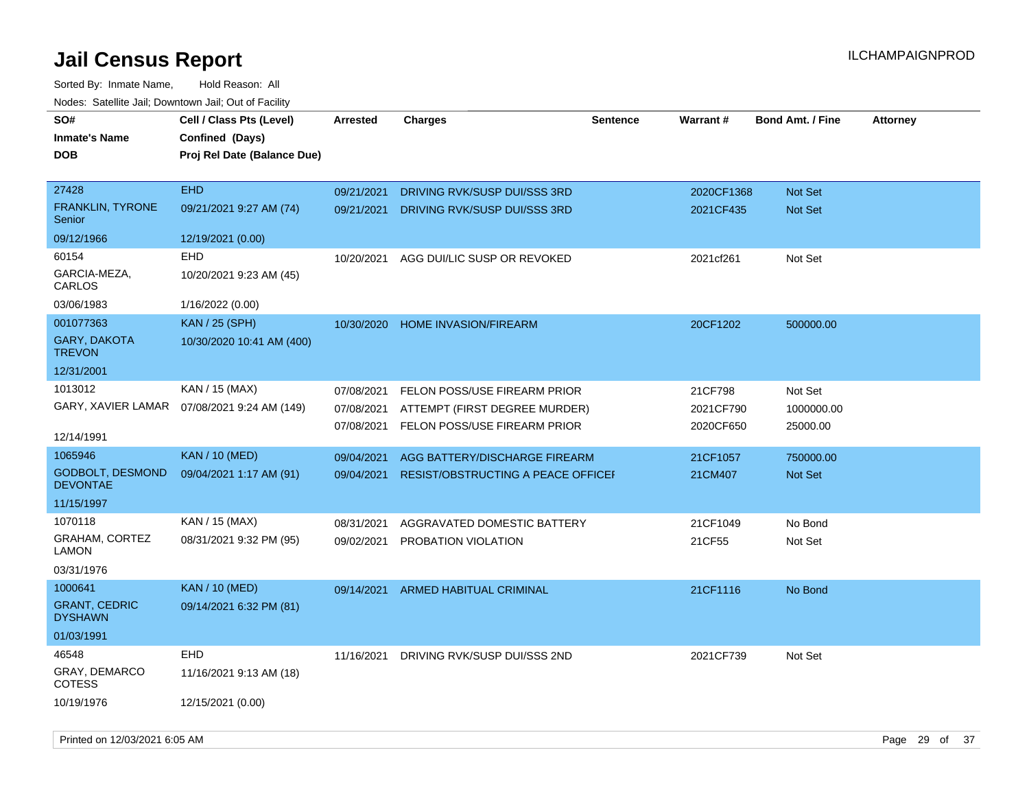# Jail Census Report

Sorted By: Inmate Name, Hold Reason: All

Nodes: Satellite Jail; Downtown Jail; Out of Facility

| SO# / Inmate's Name / DOB | Cell / Class Pts (Level) / Confined (Days) / Proj Rel Date (Balance Due) | Arrested | Charges | Sentence | Warrant # | Bond Amt. / Fine | Attorney |
|---|---|---|---|---|---|---|---|
| 27428<br>FRANKLIN, TYRONE Senior<br>09/12/1966 | EHD<br>09/21/2021 9:27 AM (74)<br>12/19/2021 (0.00) | 09/21/2021<br>09/21/2021 | DRIVING RVK/SUSP DUI/SSS 3RD<br>DRIVING RVK/SUSP DUI/SSS 3RD | | 2020CF1368<br>2021CF435 | Not Set<br>Not Set | |
| 60154<br>GARCIA-MEZA, CARLOS<br>03/06/1983 | EHD<br>10/20/2021 9:23 AM (45)<br>1/16/2022 (0.00) | 10/20/2021 | AGG DUI/LIC SUSP OR REVOKED | | 2021cf261 | Not Set | |
| 001077363<br>GARY, DAKOTA TREVON<br>12/31/2001 | KAN / 25 (SPH)<br>10/30/2020 10:41 AM (400) | 10/30/2020 | HOME INVASION/FIREARM | | 20CF1202 | 500000.00 | |
| 1013012<br>GARY, XAVIER LAMAR<br>12/14/1991 | KAN / 15 (MAX)<br>07/08/2021 9:24 AM (149) | 07/08/2021<br>07/08/2021<br>07/08/2021 | FELON POSS/USE FIREARM PRIOR<br>ATTEMPT (FIRST DEGREE MURDER)<br>FELON POSS/USE FIREARM PRIOR | | 21CF798<br>2021CF790<br>2020CF650 | Not Set<br>1000000.00<br>25000.00 | |
| 1065946<br>GODBOLT, DESMOND DEVONTAE<br>11/15/1997 | KAN / 10 (MED)<br>09/04/2021 1:17 AM (91) | 09/04/2021<br>09/04/2021 | AGG BATTERY/DISCHARGE FIREARM<br>RESIST/OBSTRUCTING A PEACE OFFICEI | | 21CF1057<br>21CM407 | 750000.00<br>Not Set | |
| 1070118<br>GRAHAM, CORTEZ LAMON<br>03/31/1976 | KAN / 15 (MAX)<br>08/31/2021 9:32 PM (95) | 08/31/2021<br>09/02/2021 | AGGRAVATED DOMESTIC BATTERY<br>PROBATION VIOLATION | | 21CF1049<br>21CF55 | No Bond<br>Not Set | |
| 1000641<br>GRANT, CEDRIC DYSHAWN<br>01/03/1991 | KAN / 10 (MED)<br>09/14/2021 6:32 PM (81) | 09/14/2021 | ARMED HABITUAL CRIMINAL | | 21CF1116 | No Bond | |
| 46548<br>GRAY, DEMARCO COTESS<br>10/19/1976 | EHD<br>11/16/2021 9:13 AM (18)<br>12/15/2021 (0.00) | 11/16/2021 | DRIVING RVK/SUSP DUI/SSS 2ND | | 2021CF739 | Not Set | |

Printed on 12/03/2021 6:05 AM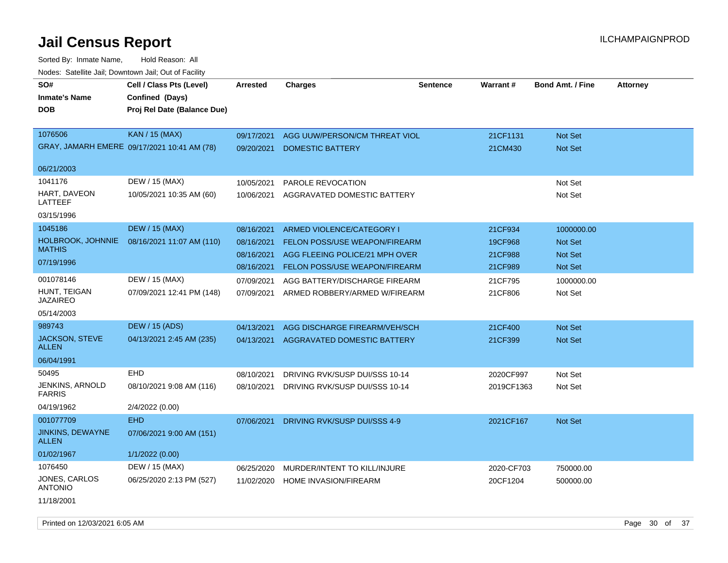# Jail Census Report

ILCHAMPAIGNPROD

Sorted By: Inmate Name, Hold Reason: All

Nodes: Satellite Jail; Downtown Jail; Out of Facility

| SO# / Inmate's Name / DOB | Cell / Class Pts (Level) / Confined (Days) / Proj Rel Date (Balance Due) | Arrested | Charges | Sentence | Warrant # | Bond Amt. / Fine | Attorney |
|---|---|---|---|---|---|---|---|
| 1076506 GRAY, JAMARH EMERE 06/21/2003 | KAN / 15 (MAX) 09/17/2021 10:41 AM (78) | 09/17/2021 | AGG UUW/PERSON/CM THREAT VIOL | | 21CF1131 | Not Set | |
| | | 09/20/2021 | DOMESTIC BATTERY | | 21CM430 | Not Set | |
| 1041176 HART, DAVEON LATTEEF 03/15/1996 | DEW / 15 (MAX) 10/05/2021 10:35 AM (60) | 10/05/2021 | PAROLE REVOCATION | | | Not Set | |
| | | 10/06/2021 | AGGRAVATED DOMESTIC BATTERY | | | Not Set | |
| 1045186 HOLBROOK, JOHNNIE MATHIS 07/19/1996 | DEW / 15 (MAX) 08/16/2021 11:07 AM (110) | 08/16/2021 | ARMED VIOLENCE/CATEGORY I | | 21CF934 | 1000000.00 | |
| | | 08/16/2021 | FELON POSS/USE WEAPON/FIREARM | | 19CF968 | Not Set | |
| | | 08/16/2021 | AGG FLEEING POLICE/21 MPH OVER | | 21CF988 | Not Set | |
| | | 08/16/2021 | FELON POSS/USE WEAPON/FIREARM | | 21CF989 | Not Set | |
| 001078146 HUNT, TEIGAN JAZAIREO 05/14/2003 | DEW / 15 (MAX) 07/09/2021 12:41 PM (148) | 07/09/2021 | AGG BATTERY/DISCHARGE FIREARM | | 21CF795 | 1000000.00 | |
| | | 07/09/2021 | ARMED ROBBERY/ARMED W/FIREARM | | 21CF806 | Not Set | |
| 989743 JACKSON, STEVE ALLEN 06/04/1991 | DEW / 15 (ADS) 04/13/2021 2:45 AM (235) | 04/13/2021 | AGG DISCHARGE FIREARM/VEH/SCH | | 21CF400 | Not Set | |
| | | 04/13/2021 | AGGRAVATED DOMESTIC BATTERY | | 21CF399 | Not Set | |
| 50495 JENKINS, ARNOLD FARRIS 04/19/1962 | EHD 08/10/2021 9:08 AM (116) 2/4/2022 (0.00) | 08/10/2021 | DRIVING RVK/SUSP DUI/SSS 10-14 | | 2020CF997 | Not Set | |
| | | 08/10/2021 | DRIVING RVK/SUSP DUI/SSS 10-14 | | 2019CF1363 | Not Set | |
| 001077709 JINKINS, DEWAYNE ALLEN 01/02/1967 | EHD 07/06/2021 9:00 AM (151) 1/1/2022 (0.00) | 07/06/2021 | DRIVING RVK/SUSP DUI/SSS 4-9 | | 2021CF167 | Not Set | |
| 1076450 JONES, CARLOS ANTONIO 11/18/2001 | DEW / 15 (MAX) 06/25/2020 2:13 PM (527) | 06/25/2020 | MURDER/INTENT TO KILL/INJURE | | 2020-CF703 | 750000.00 | |
| | | 11/02/2020 | HOME INVASION/FIREARM | | 20CF1204 | 500000.00 | |

Printed on 12/03/2021 6:05 AM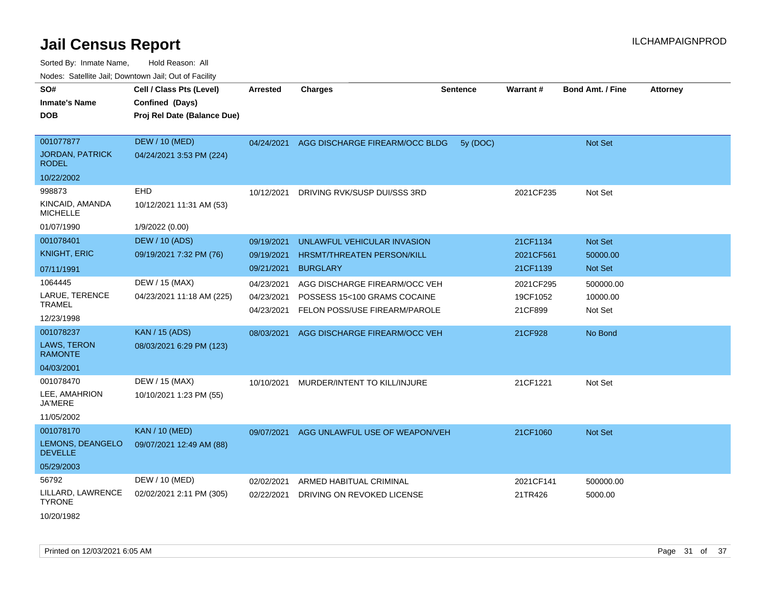# Jail Census Report

ILCHAMPAIGNPROD

Sorted By: Inmate Name, Hold Reason: All

Nodes: Satellite Jail; Downtown Jail; Out of Facility

| SO# / Inmate's Name / DOB | Cell / Class Pts (Level) / Confined (Days) / Proj Rel Date (Balance Due) | Arrested | Charges | Sentence | Warrant # | Bond Amt. / Fine | Attorney |
|---|---|---|---|---|---|---|---|
| 001077877 JORDAN, PATRICK RODEL 10/22/2002 | DEW / 10 (MED) 04/24/2021 3:53 PM (224) | 04/24/2021 | AGG DISCHARGE FIREARM/OCC BLDG | 5y (DOC) | | Not Set | |
| 998873 KINCAID, AMANDA MICHELLE 01/07/1990 | EHD 10/12/2021 11:31 AM (53) 1/9/2022 (0.00) | 10/12/2021 | DRIVING RVK/SUSP DUI/SSS 3RD | | 2021CF235 | Not Set | |
| 001078401 KNIGHT, ERIC 07/11/1991 | DEW / 10 (ADS) 09/19/2021 7:32 PM (76) | 09/19/2021 | UNLAWFUL VEHICULAR INVASION | | 21CF1134 | Not Set | |
| | | 09/19/2021 | HRSMT/THREATEN PERSON/KILL | | 2021CF561 | 50000.00 | |
| | | 09/21/2021 | BURGLARY | | 21CF1139 | Not Set | |
| 1064445 LARUE, TERENCE TRAMEL 12/23/1998 | DEW / 15 (MAX) 04/23/2021 11:18 AM (225) | 04/23/2021 | AGG DISCHARGE FIREARM/OCC VEH | | 2021CF295 | 500000.00 | |
| | | 04/23/2021 | POSSESS 15<100 GRAMS COCAINE | | 19CF1052 | 10000.00 | |
| | | 04/23/2021 | FELON POSS/USE FIREARM/PAROLE | | 21CF899 | Not Set | |
| 001078237 LAWS, TERON RAMONTE 04/03/2001 | KAN / 15 (ADS) 08/03/2021 6:29 PM (123) | 08/03/2021 | AGG DISCHARGE FIREARM/OCC VEH | | 21CF928 | No Bond | |
| 001078470 LEE, AMAHRION JA'MERE 11/05/2002 | DEW / 15 (MAX) 10/10/2021 1:23 PM (55) | 10/10/2021 | MURDER/INTENT TO KILL/INJURE | | 21CF1221 | Not Set | |
| 001078170 LEMONS, DEANGELO DEVELLE 05/29/2003 | KAN / 10 (MED) 09/07/2021 12:49 AM (88) | 09/07/2021 | AGG UNLAWFUL USE OF WEAPON/VEH | | 21CF1060 | Not Set | |
| 56792 LILLARD, LAWRENCE TYRONE 10/20/1982 | DEW / 10 (MED) 02/02/2021 2:11 PM (305) | 02/02/2021 | ARMED HABITUAL CRIMINAL | | 2021CF141 | 500000.00 | |
| | | 02/22/2021 | DRIVING ON REVOKED LICENSE | | 21TR426 | 5000.00 | |

Printed on 12/03/2021 6:05 AM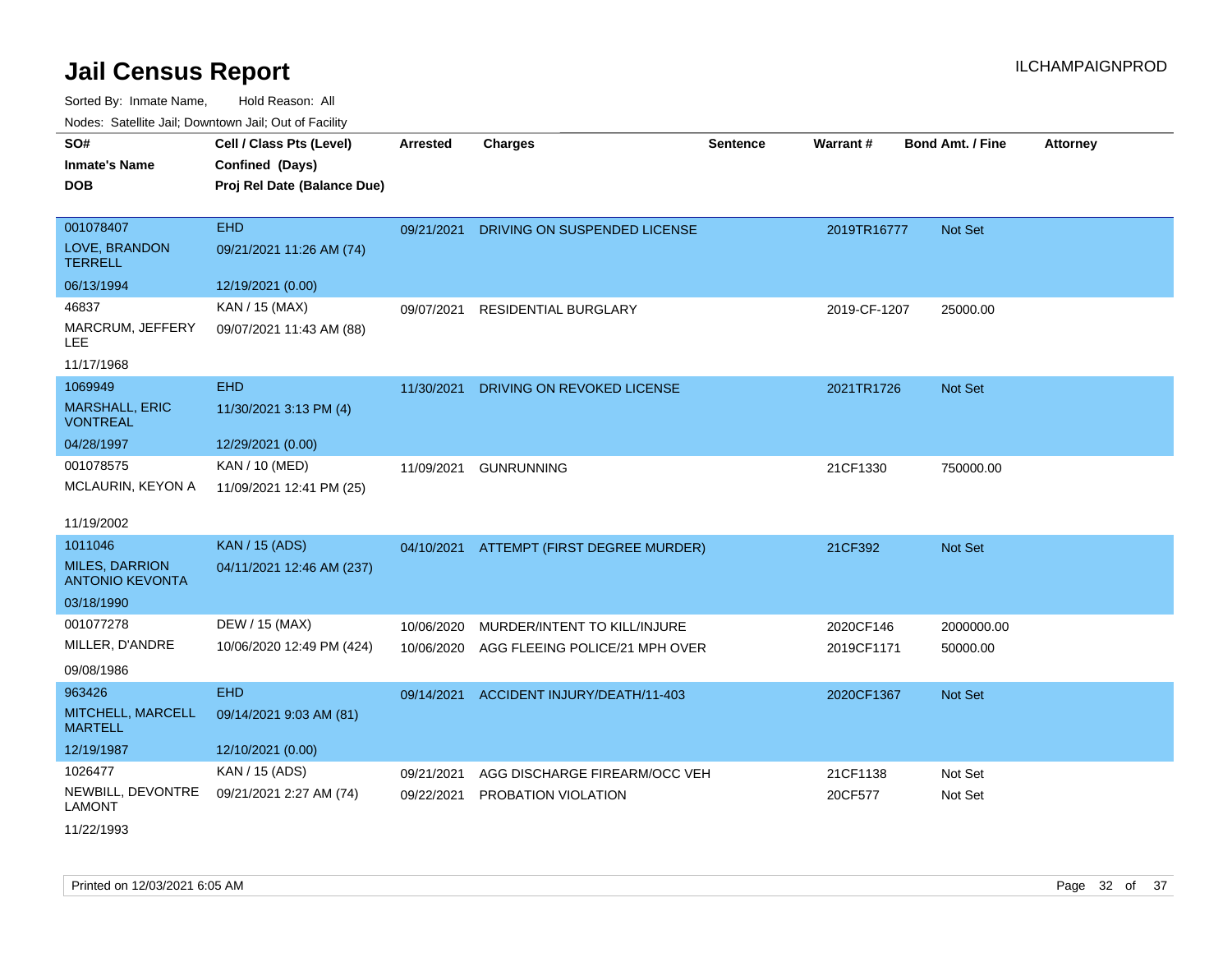# Jail Census Report

ILCHAMPAIGNPROD

Sorted By: Inmate Name, Hold Reason: All

Nodes: Satellite Jail; Downtown Jail; Out of Facility

| SO# / Inmate's Name / DOB | Cell / Class Pts (Level) / Confined (Days) / Proj Rel Date (Balance Due) | Arrested | Charges | Sentence | Warrant # | Bond Amt. / Fine | Attorney |
|---|---|---|---|---|---|---|---|
| 001078407<br>LOVE, BRANDON TERRELL<br>06/13/1994 | EHD<br>09/21/2021 11:26 AM (74)<br>12/19/2021 (0.00) | 09/21/2021 | DRIVING ON SUSPENDED LICENSE | | 2019TR16777 | Not Set | |
| 46837<br>MARCRUM, JEFFERY LEE<br>11/17/1968 | KAN / 15 (MAX)<br>09/07/2021 11:43 AM (88) | 09/07/2021 | RESIDENTIAL BURGLARY | | 2019-CF-1207 | 25000.00 | |
| 1069949<br>MARSHALL, ERIC VONTREAL<br>04/28/1997 | EHD<br>11/30/2021 3:13 PM (4)<br>12/29/2021 (0.00) | 11/30/2021 | DRIVING ON REVOKED LICENSE | | 2021TR1726 | Not Set | |
| 001078575<br>MCLAURIN, KEYON A<br>11/19/2002 | KAN / 10 (MED)<br>11/09/2021 12:41 PM (25) | 11/09/2021 | GUNRUNNING | | 21CF1330 | 750000.00 | |
| 1011046<br>MILES, DARRION ANTONIO KEVONTA<br>03/18/1990 | KAN / 15 (ADS)<br>04/11/2021 12:46 AM (237) | 04/10/2021 | ATTEMPT (FIRST DEGREE MURDER) | | 21CF392 | Not Set | |
| 001077278<br>MILLER, D'ANDRE<br>09/08/1986 | DEW / 15 (MAX)<br>10/06/2020 12:49 PM (424) | 10/06/2020 | MURDER/INTENT TO KILL/INJURE | | 2020CF146 | 2000000.00 | |
| | | 10/06/2020 | AGG FLEEING POLICE/21 MPH OVER | | 2019CF1171 | 50000.00 | |
| 963426<br>MITCHELL, MARCELL MARTELL<br>12/19/1987 | EHD<br>09/14/2021 9:03 AM (81)<br>12/10/2021 (0.00) | 09/14/2021 | ACCIDENT INJURY/DEATH/11-403 | | 2020CF1367 | Not Set | |
| 1026477<br>NEWBILL, DEVONTRE LAMONT<br>11/22/1993 | KAN / 15 (ADS)<br>09/21/2021 2:27 AM (74) | 09/21/2021 | AGG DISCHARGE FIREARM/OCC VEH | | 21CF1138 | Not Set | |
| | | 09/22/2021 | PROBATION VIOLATION | | 20CF577 | Not Set | |

Printed on 12/03/2021 6:05 AM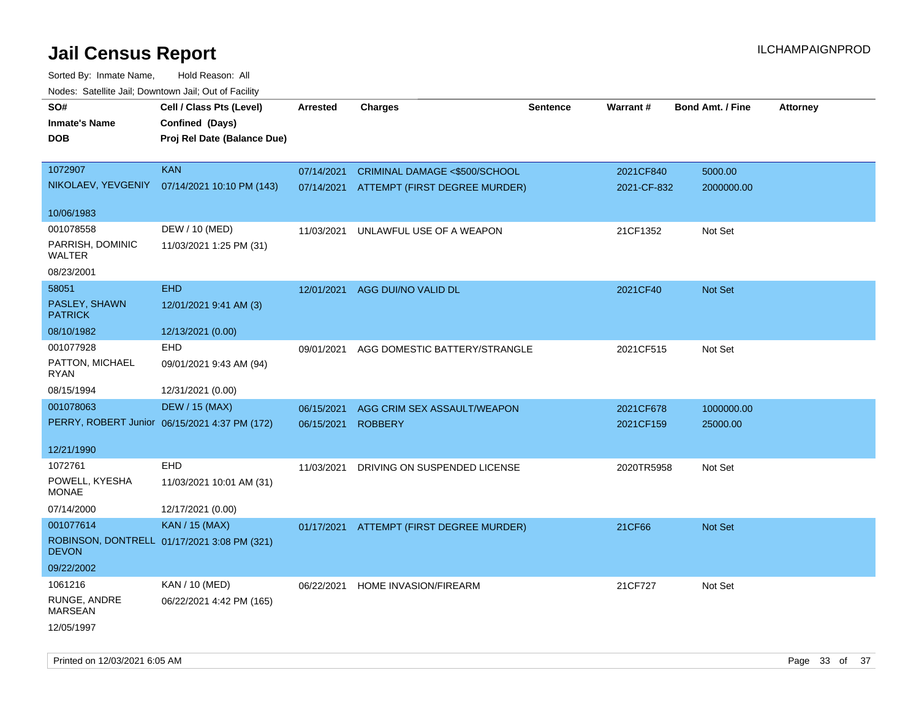# Jail Census Report

ILCHAMPAIGNPROD

Sorted By: Inmate Name, Hold Reason: All

Nodes: Satellite Jail; Downtown Jail; Out of Facility

| SO# / Inmate's Name / DOB | Cell / Class Pts (Level) / Confined (Days) / Proj Rel Date (Balance Due) | Arrested | Charges | Sentence | Warrant # | Bond Amt. / Fine | Attorney |
|---|---|---|---|---|---|---|---|
| 1072907 | KAN | 07/14/2021 | CRIMINAL DAMAGE <$500/SCHOOL | | 2021CF840 | 5000.00 | |
| NIKOLAEV, YEVGENIY | 07/14/2021 10:10 PM (143) | 07/14/2021 | ATTEMPT (FIRST DEGREE MURDER) | | 2021-CF-832 | 2000000.00 | |
| 10/06/1983 | | | | | | | |
| 001078558 | DEW / 10 (MED) | 11/03/2021 | UNLAWFUL USE OF A WEAPON | | 21CF1352 | Not Set | |
| PARRISH, DOMINIC WALTER | 11/03/2021 1:25 PM (31) | | | | | | |
| 08/23/2001 | | | | | | | |
| 58051 | EHD | 12/01/2021 | AGG DUI/NO VALID DL | | 2021CF40 | Not Set | |
| PASLEY, SHAWN PATRICK | 12/01/2021 9:41 AM (3) | | | | | | |
| 08/10/1982 | 12/13/2021 (0.00) | | | | | | |
| 001077928 | EHD | 09/01/2021 | AGG DOMESTIC BATTERY/STRANGLE | | 2021CF515 | Not Set | |
| PATTON, MICHAEL RYAN | 09/01/2021 9:43 AM (94) | | | | | | |
| 08/15/1994 | 12/31/2021 (0.00) | | | | | | |
| 001078063 | DEW / 15 (MAX) | 06/15/2021 | AGG CRIM SEX ASSAULT/WEAPON | | 2021CF678 | 1000000.00 | |
| PERRY, ROBERT Junior | 06/15/2021 4:37 PM (172) | 06/15/2021 | ROBBERY | | 2021CF159 | 25000.00 | |
| 12/21/1990 | | | | | | | |
| 1072761 | EHD | 11/03/2021 | DRIVING ON SUSPENDED LICENSE | | 2020TR5958 | Not Set | |
| POWELL, KYESHA MONAE | 11/03/2021 10:01 AM (31) | | | | | | |
| 07/14/2000 | 12/17/2021 (0.00) | | | | | | |
| 001077614 | KAN / 15 (MAX) | 01/17/2021 | ATTEMPT (FIRST DEGREE MURDER) | | 21CF66 | Not Set | |
| ROBINSON, DONTRELL DEVON | 01/17/2021 3:08 PM (321) | | | | | | |
| 09/22/2002 | | | | | | | |
| 1061216 | KAN / 10 (MED) | 06/22/2021 | HOME INVASION/FIREARM | | 21CF727 | Not Set | |
| RUNGE, ANDRE MARSEAN | 06/22/2021 4:42 PM (165) | | | | | | |
| 12/05/1997 | | | | | | | |

Printed on 12/03/2021 6:05 AM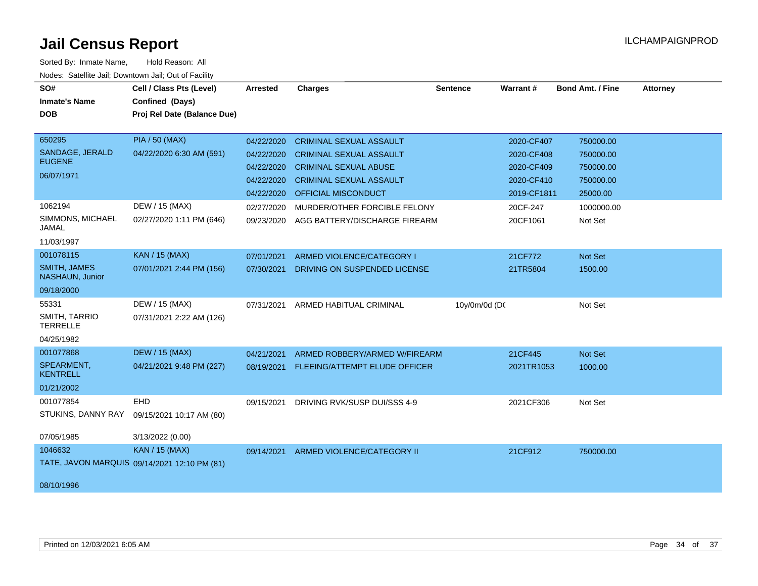# Jail Census Report

ILCHAMPAIGNPROD

Sorted By: Inmate Name, Hold Reason: All

Nodes: Satellite Jail; Downtown Jail; Out of Facility

| SO# / Inmate's Name / DOB | Cell / Class Pts (Level) / Confined (Days) / Proj Rel Date (Balance Due) | Arrested | Charges | Sentence | Warrant # | Bond Amt. / Fine | Attorney |
|---|---|---|---|---|---|---|---|
| 650295 SANDAGE, JERALD EUGENE 06/07/1971 | PIA / 50 (MAX) 04/22/2020 6:30 AM (591) | 04/22/2020 | CRIMINAL SEXUAL ASSAULT | | 2020-CF407 | 750000.00 | |
| | | 04/22/2020 | CRIMINAL SEXUAL ASSAULT | | 2020-CF408 | 750000.00 | |
| | | 04/22/2020 | CRIMINAL SEXUAL ABUSE | | 2020-CF409 | 750000.00 | |
| | | 04/22/2020 | CRIMINAL SEXUAL ASSAULT | | 2020-CF410 | 750000.00 | |
| | | 04/22/2020 | OFFICIAL MISCONDUCT | | 2019-CF1811 | 25000.00 | |
| 1062194 SIMMONS, MICHAEL JAMAL 11/03/1997 | DEW / 15 (MAX) 02/27/2020 1:11 PM (646) | 02/27/2020 | MURDER/OTHER FORCIBLE FELONY | | 20CF-247 | 1000000.00 | |
| | | 09/23/2020 | AGG BATTERY/DISCHARGE FIREARM | | 20CF1061 | Not Set | |
| 001078115 SMITH, JAMES NASHAUN, Junior 09/18/2000 | KAN / 15 (MAX) 07/01/2021 2:44 PM (156) | 07/01/2021 | ARMED VIOLENCE/CATEGORY I | | 21CF772 | Not Set | |
| | | 07/30/2021 | DRIVING ON SUSPENDED LICENSE | | 21TR5804 | 1500.00 | |
| 55331 SMITH, TARRIO TERRELLE 04/25/1982 | DEW / 15 (MAX) 07/31/2021 2:22 AM (126) | 07/31/2021 | ARMED HABITUAL CRIMINAL | 10y/0m/0d (DC | | Not Set | |
| 001077868 SPEARMENT, KENTRELL 01/21/2002 | DEW / 15 (MAX) 04/21/2021 9:48 PM (227) | 04/21/2021 | ARMED ROBBERY/ARMED W/FIREARM | | 21CF445 | Not Set | |
| | | 08/19/2021 | FLEEING/ATTEMPT ELUDE OFFICER | | 2021TR1053 | 1000.00 | |
| 001077854 STUKINS, DANNY RAY 07/05/1985 | EHD 09/15/2021 10:17 AM (80) 3/13/2022 (0.00) | 09/15/2021 | DRIVING RVK/SUSP DUI/SSS 4-9 | | 2021CF306 | Not Set | |
| 1046632 TATE, JAVON MARQUIS 08/10/1996 | KAN / 15 (MAX) 09/14/2021 12:10 PM (81) | 09/14/2021 | ARMED VIOLENCE/CATEGORY II | | 21CF912 | 750000.00 | |

Printed on 12/03/2021 6:05 AM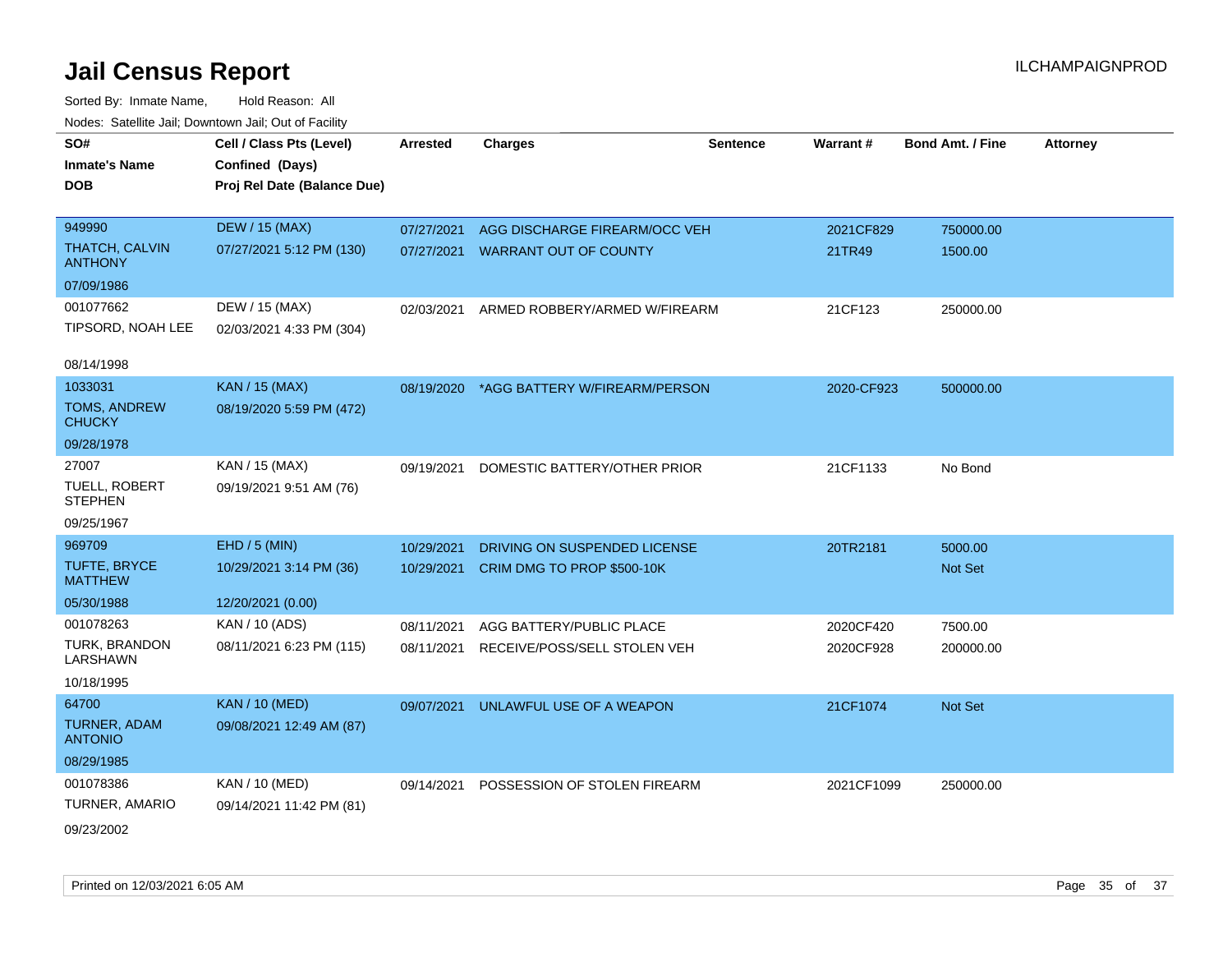# Jail Census Report

ILCHAMPAIGNPROD

Sorted By: Inmate Name, Hold Reason: All

Nodes: Satellite Jail; Downtown Jail; Out of Facility

| SO# / Inmate's Name / DOB | Cell / Class Pts (Level) / Confined (Days) / Proj Rel Date (Balance Due) | Arrested | Charges | Sentence | Warrant # | Bond Amt. / Fine | Attorney |
|---|---|---|---|---|---|---|---|
| 949990<br>THATCH, CALVIN ANTHONY<br>07/09/1986 | DEW / 15 (MAX)<br>07/27/2021 5:12 PM (130) | 07/27/2021<br>07/27/2021 | AGG DISCHARGE FIREARM/OCC VEH<br>WARRANT OUT OF COUNTY | | 2021CF829<br>21TR49 | 750000.00<br>1500.00 | |
| 001077662<br>TIPSORD, NOAH LEE<br>08/14/1998 | DEW / 15 (MAX)<br>02/03/2021 4:33 PM (304) | 02/03/2021 | ARMED ROBBERY/ARMED W/FIREARM | | 21CF123 | 250000.00 | |
| 1033031<br>TOMS, ANDREW CHUCKY<br>09/28/1978 | KAN / 15 (MAX)<br>08/19/2020 5:59 PM (472) | 08/19/2020 | *AGG BATTERY W/FIREARM/PERSON | | 2020-CF923 | 500000.00 | |
| 27007<br>TUELL, ROBERT STEPHEN<br>09/25/1967 | KAN / 15 (MAX)<br>09/19/2021 9:51 AM (76) | 09/19/2021 | DOMESTIC BATTERY/OTHER PRIOR | | 21CF1133 | No Bond | |
| 969709<br>TUFTE, BRYCE MATTHEW<br>05/30/1988 | EHD / 5 (MIN)<br>10/29/2021 3:14 PM (36)<br>12/20/2021 (0.00) | 10/29/2021<br>10/29/2021 | DRIVING ON SUSPENDED LICENSE<br>CRIM DMG TO PROP $500-10K | | 20TR2181 | 5000.00<br>Not Set | |
| 001078263<br>TURK, BRANDON LARSHAWN<br>10/18/1995 | KAN / 10 (ADS)<br>08/11/2021 6:23 PM (115) | 08/11/2021<br>08/11/2021 | AGG BATTERY/PUBLIC PLACE<br>RECEIVE/POSS/SELL STOLEN VEH | | 2020CF420<br>2020CF928 | 7500.00<br>200000.00 | |
| 64700<br>TURNER, ADAM ANTONIO<br>08/29/1985 | KAN / 10 (MED)<br>09/08/2021 12:49 AM (87) | 09/07/2021 | UNLAWFUL USE OF A WEAPON | | 21CF1074 | Not Set | |
| 001078386<br>TURNER, AMARIO<br>09/23/2002 | KAN / 10 (MED)<br>09/14/2021 11:42 PM (81) | 09/14/2021 | POSSESSION OF STOLEN FIREARM | | 2021CF1099 | 250000.00 | |

Printed on 12/03/2021 6:05 AM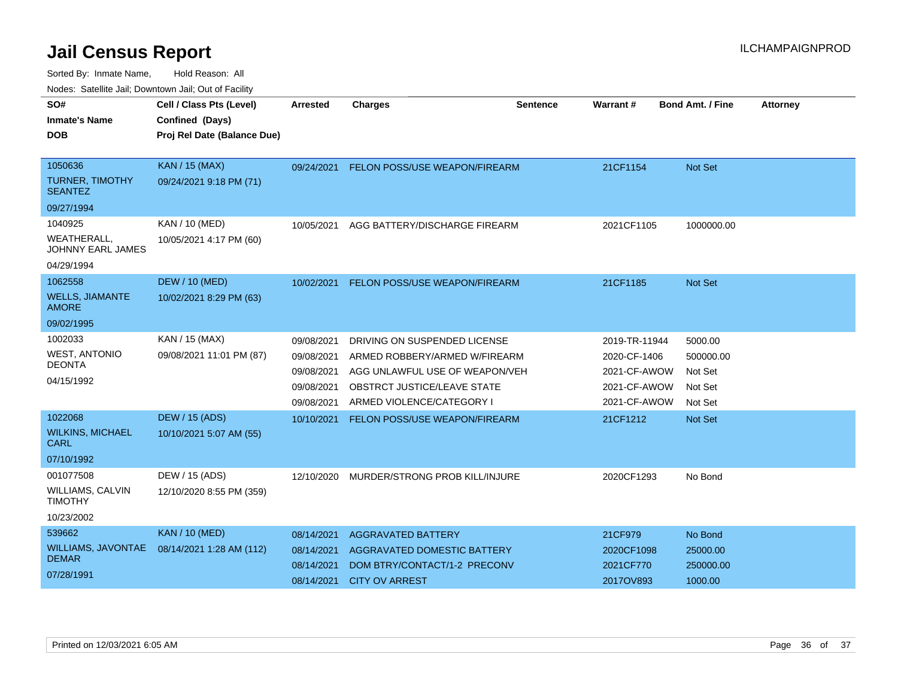# Jail Census Report

ILCHAMPAIGNPROD

Sorted By: Inmate Name, Hold Reason: All

Nodes: Satellite Jail; Downtown Jail; Out of Facility

| SO# / Inmate's Name / DOB | Cell / Class Pts (Level) / Confined (Days) / Proj Rel Date (Balance Due) | Arrested | Charges | Sentence | Warrant # | Bond Amt. / Fine | Attorney |
|---|---|---|---|---|---|---|---|
| 1050636<br>TURNER, TIMOTHY SEANTEZ<br>09/27/1994 | KAN / 15 (MAX)<br>09/24/2021 9:18 PM (71) | 09/24/2021 | FELON POSS/USE WEAPON/FIREARM | | 21CF1154 | Not Set | |
| 1040925<br>WEATHERALL, JOHNNY EARL JAMES<br>04/29/1994 | KAN / 10 (MED)<br>10/05/2021 4:17 PM (60) | 10/05/2021 | AGG BATTERY/DISCHARGE FIREARM | | 2021CF1105 | 1000000.00 | |
| 1062558<br>WELLS, JIAMANTE AMORE<br>09/02/1995 | DEW / 10 (MED)<br>10/02/2021 8:29 PM (63) | 10/02/2021 | FELON POSS/USE WEAPON/FIREARM | | 21CF1185 | Not Set | |
| 1002033<br>WEST, ANTONIO DEONTA<br>04/15/1992 | KAN / 15 (MAX)<br>09/08/2021 11:01 PM (87) | 09/08/2021 | DRIVING ON SUSPENDED LICENSE | | 2019-TR-11944 | 5000.00 | |
| | | 09/08/2021 | ARMED ROBBERY/ARMED W/FIREARM | | 2020-CF-1406 | 500000.00 | |
| | | 09/08/2021 | AGG UNLAWFUL USE OF WEAPON/VEH | | 2021-CF-AWOW | Not Set | |
| | | 09/08/2021 | OBSTRCT JUSTICE/LEAVE STATE | | 2021-CF-AWOW | Not Set | |
| | | 09/08/2021 | ARMED VIOLENCE/CATEGORY I | | 2021-CF-AWOW | Not Set | |
| 1022068<br>WILKINS, MICHAEL CARL<br>07/10/1992 | DEW / 15 (ADS)<br>10/10/2021 5:07 AM (55) | 10/10/2021 | FELON POSS/USE WEAPON/FIREARM | | 21CF1212 | Not Set | |
| 001077508<br>WILLIAMS, CALVIN TIMOTHY<br>10/23/2002 | DEW / 15 (ADS)<br>12/10/2020 8:55 PM (359) | 12/10/2020 | MURDER/STRONG PROB KILL/INJURE | | 2020CF1293 | No Bond | |
| 539662<br>WILLIAMS, JAVONTAE DEMAR<br>07/28/1991 | KAN / 10 (MED)<br>08/14/2021 1:28 AM (112) | 08/14/2021 | AGGRAVATED BATTERY | | 21CF979 | No Bond | |
| | | 08/14/2021 | AGGRAVATED DOMESTIC BATTERY | | 2020CF1098 | 25000.00 | |
| | | 08/14/2021 | DOM BTRY/CONTACT/1-2 PRECONV | | 2021CF770 | 250000.00 | |
| | | 08/14/2021 | CITY OV ARREST | | 2017OV893 | 1000.00 | |

Printed on 12/03/2021 6:05 AM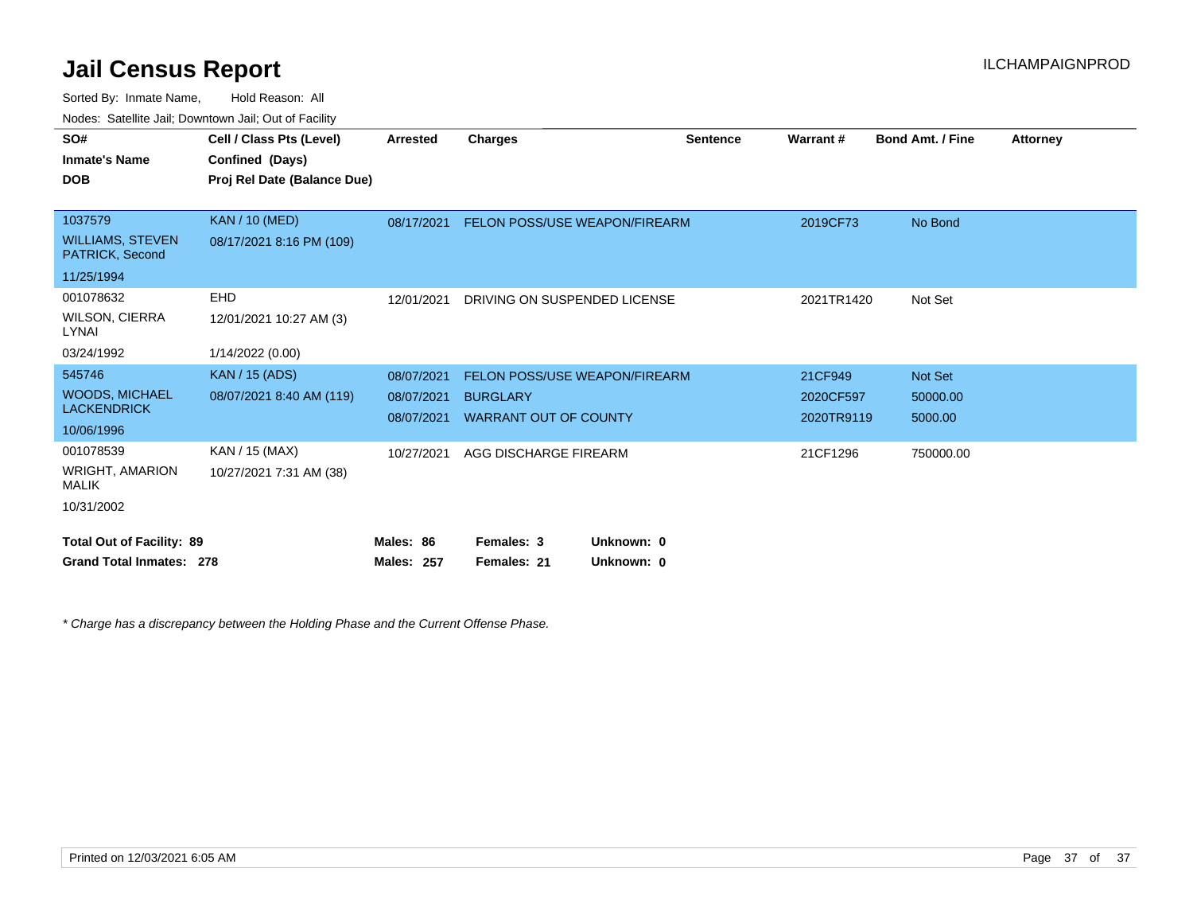# Jail Census Report

ILCHAMPAIGNPROD

Sorted By: Inmate Name, Hold Reason: All

Nodes: Satellite Jail; Downtown Jail; Out of Facility

| SO# / Inmate's Name / DOB | Cell / Class Pts (Level) / Confined (Days) / Proj Rel Date (Balance Due) | Arrested | Charges | Sentence | Warrant # | Bond Amt. / Fine | Attorney |
|---|---|---|---|---|---|---|---|
| 1037579<br>WILLIAMS, STEVEN PATRICK, Second<br>11/25/1994 | KAN / 10 (MED)<br>08/17/2021 8:16 PM (109) | 08/17/2021 | FELON POSS/USE WEAPON/FIREARM | | 2019CF73 | No Bond | |
| 001078632<br>WILSON, CIERRA LYNAI<br>03/24/1992 | EHD<br>12/01/2021 10:27 AM (3)<br>1/14/2022 (0.00) | 12/01/2021 | DRIVING ON SUSPENDED LICENSE | | 2021TR1420 | Not Set | |
| 545746<br>WOODS, MICHAEL LACKENDRICK<br>10/06/1996 | KAN / 15 (ADS)<br>08/07/2021 8:40 AM (119) | 08/07/2021 | FELON POSS/USE WEAPON/FIREARM | | 21CF949 | Not Set | |
| | | 08/07/2021 | BURGLARY | | 2020CF597 | 50000.00 | |
| | | 08/07/2021 | WARRANT OUT OF COUNTY | | 2020TR9119 | 5000.00 | |
| 001078539<br>WRIGHT, AMARION MALIK<br>10/31/2002 | KAN / 15 (MAX)<br>10/27/2021 7:31 AM (38) | 10/27/2021 | AGG DISCHARGE FIREARM | | 21CF1296 | 750000.00 | |

**Total Out of Facility: 89** **Males: 86** **Females: 3** **Unknown: 0**

**Grand Total Inmates: 278** **Males: 257** **Females: 21** **Unknown: 0**

*\* Charge has a discrepancy between the Holding Phase and the Current Offense Phase.*

Printed on 12/03/2021 6:05 AM